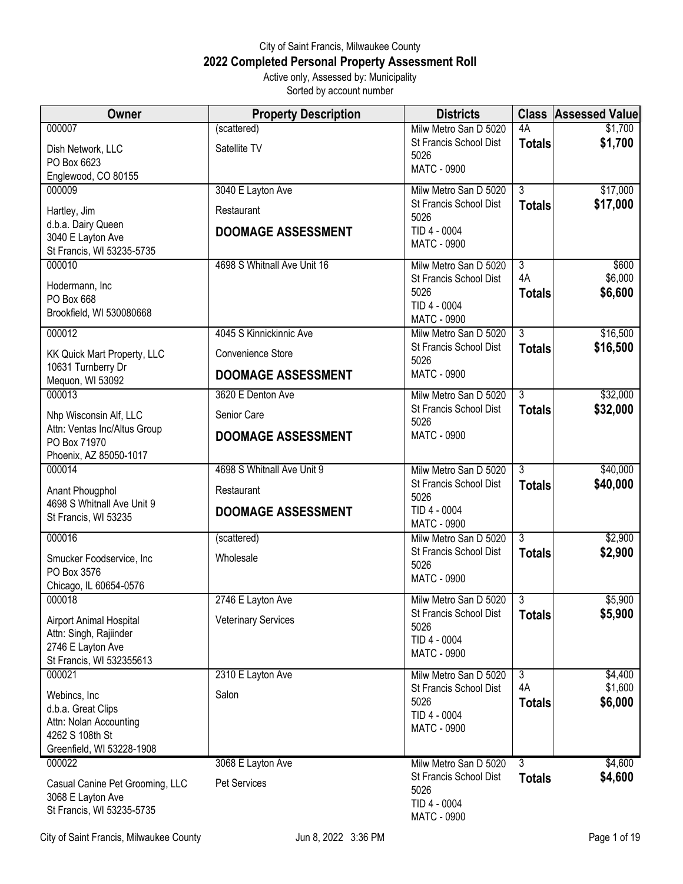City of Saint Francis, Milwaukee County

# 2022 Completed Personal Property Assessment Roll

Active only, Assessed by: Municipality

Sorted by account number

| Owner | Property Description | Districts | Class | Assessed Value |
|---|---|---|---|---|
| 000007<br>Dish Network, LLC<br>PO Box 6623<br>Englewood, CO 80155 | (scattered)<br>Satellite TV | Milw Metro San D 5020<br>St Francis School Dist 5026<br>MATC - 0900 | 4A<br>**Totals** | $1,700<br>**$1,700** |
| 000009<br>Hartley, Jim<br>d.b.a. Dairy Queen<br>3040 E Layton Ave<br>St Francis, WI 53235-5735 | 3040 E Layton Ave<br>Restaurant<br>**DOOMAGE ASSESSMENT** | Milw Metro San D 5020<br>St Francis School Dist 5026<br>TID 4 - 0004<br>MATC - 0900 | 3<br>**Totals** | $17,000<br>**$17,000** |
| 000010<br>Hodermann, Inc<br>PO Box 668<br>Brookfield, WI 530080668 | 4698 S Whitnall Ave Unit 16 | Milw Metro San D 5020<br>St Francis School Dist 5026<br>TID 4 - 0004<br>MATC - 0900 | 3<br>4A<br>**Totals** | $600<br>$6,000<br>**$6,600** |
| 000012<br>KK Quick Mart Property, LLC<br>10631 Turnberry Dr<br>Mequon, WI 53092 | 4045 S Kinnickinnic Ave<br>Convenience Store<br>**DOOMAGE ASSESSMENT** | Milw Metro San D 5020<br>St Francis School Dist 5026<br>MATC - 0900 | 3<br>**Totals** | $16,500<br>**$16,500** |
| 000013<br>Nhp Wisconsin Alf, LLC<br>Attn: Ventas Inc/Altus Group<br>PO Box 71970<br>Phoenix, AZ 85050-1017 | 3620 E Denton Ave<br>Senior Care<br>**DOOMAGE ASSESSMENT** | Milw Metro San D 5020<br>St Francis School Dist 5026<br>MATC - 0900 | 3<br>**Totals** | $32,000<br>**$32,000** |
| 000014<br>Anant Phougphol<br>4698 S Whitnall Ave Unit 9<br>St Francis, WI 53235 | 4698 S Whitnall Ave Unit 9<br>Restaurant<br>**DOOMAGE ASSESSMENT** | Milw Metro San D 5020<br>St Francis School Dist 5026<br>TID 4 - 0004<br>MATC - 0900 | 3<br>**Totals** | $40,000<br>**$40,000** |
| 000016<br>Smucker Foodservice, Inc<br>PO Box 3576<br>Chicago, IL 60654-0576 | (scattered)<br>Wholesale | Milw Metro San D 5020<br>St Francis School Dist 5026<br>MATC - 0900 | 3<br>**Totals** | $2,900<br>**$2,900** |
| 000018<br>Airport Animal Hospital<br>Attn: Singh, Rajiinder<br>2746 E Layton Ave<br>St Francis, WI 532355613 | 2746 E Layton Ave<br>Veterinary Services | Milw Metro San D 5020<br>St Francis School Dist 5026<br>TID 4 - 0004<br>MATC - 0900 | 3<br>**Totals** | $5,900<br>**$5,900** |
| 000021<br>Webincs, Inc<br>d.b.a. Great Clips<br>Attn: Nolan Accounting<br>4262 S 108th St<br>Greenfield, WI 53228-1908 | 2310 E Layton Ave<br>Salon | Milw Metro San D 5020<br>St Francis School Dist 5026<br>TID 4 - 0004<br>MATC - 0900 | 3<br>4A<br>**Totals** | $4,400<br>$1,600<br>**$6,000** |
| 000022<br>Casual Canine Pet Grooming, LLC<br>3068 E Layton Ave<br>St Francis, WI 53235-5735 | 3068 E Layton Ave<br>Pet Services | Milw Metro San D 5020<br>St Francis School Dist 5026<br>TID 4 - 0004<br>MATC - 0900 | 3<br>**Totals** | $4,600<br>**$4,600** |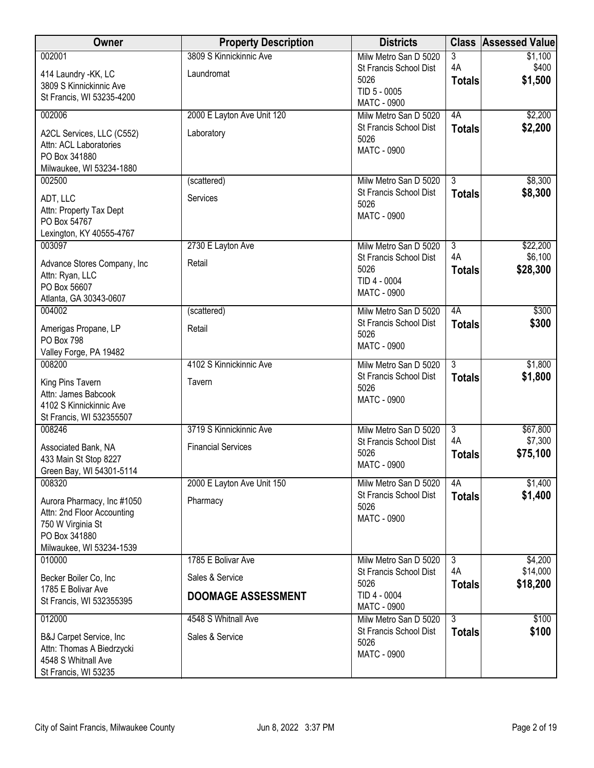| Owner | Property Description | Districts | Class | Assessed Value |
|---|---|---|---|---|
| 002001<br>414 Laundry -KK, LC<br>3809 S Kinnickinnic Ave<br>St Francis, WI 53235-4200 | 3809 S Kinnickinnic Ave<br>Laundromat | Milw Metro San D 5020<br>St Francis School Dist 5026<br>TID 5 - 0005<br>MATC - 0900 | 3<br>4A<br>**Totals** | $1,100<br>$400<br>**$1,500** |
| 002006<br>A2CL Services, LLC (C552)<br>Attn: ACL Laboratories<br>PO Box 341880<br>Milwaukee, WI 53234-1880 | 2000 E Layton Ave Unit 120<br>Laboratory | Milw Metro San D 5020<br>St Francis School Dist 5026<br>MATC - 0900 | 4A<br>**Totals** | $2,200<br>**$2,200** |
| 002500<br>ADT, LLC<br>Attn: Property Tax Dept<br>PO Box 54767<br>Lexington, KY 40555-4767 | (scattered)<br>Services | Milw Metro San D 5020<br>St Francis School Dist 5026<br>MATC - 0900 | 3<br>**Totals** | $8,300<br>**$8,300** |
| 003097<br>Advance Stores Company, Inc<br>Attn: Ryan, LLC<br>PO Box 56607<br>Atlanta, GA 30343-0607 | 2730 E Layton Ave<br>Retail | Milw Metro San D 5020<br>St Francis School Dist 5026<br>TID 4 - 0004<br>MATC - 0900 | 3<br>4A<br>**Totals** | $22,200<br>$6,100<br>**$28,300** |
| 004002<br>Amerigas Propane, LP<br>PO Box 798<br>Valley Forge, PA 19482 | (scattered)<br>Retail | Milw Metro San D 5020<br>St Francis School Dist 5026<br>MATC - 0900 | 4A<br>**Totals** | $300<br>**$300** |
| 008200<br>King Pins Tavern<br>Attn: James Babcook<br>4102 S Kinnickinnic Ave<br>St Francis, WI 532355507 | 4102 S Kinnickinnic Ave<br>Tavern | Milw Metro San D 5020<br>St Francis School Dist 5026<br>MATC - 0900 | 3<br>**Totals** | $1,800<br>**$1,800** |
| 008246<br>Associated Bank, NA<br>433 Main St Stop 8227<br>Green Bay, WI 54301-5114 | 3719 S Kinnickinnic Ave<br>Financial Services | Milw Metro San D 5020<br>St Francis School Dist 5026<br>MATC - 0900 | 3<br>4A<br>**Totals** | $67,800<br>$7,300<br>**$75,100** |
| 008320<br>Aurora Pharmacy, Inc #1050<br>Attn: 2nd Floor Accounting<br>750 W Virginia St<br>PO Box 341880<br>Milwaukee, WI 53234-1539 | 2000 E Layton Ave Unit 150<br>Pharmacy | Milw Metro San D 5020<br>St Francis School Dist 5026<br>MATC - 0900 | 4A<br>**Totals** | $1,400<br>**$1,400** |
| 010000<br>Becker Boiler Co, Inc<br>1785 E Bolivar Ave<br>St Francis, WI 532355395 | 1785 E Bolivar Ave<br>Sales & Service<br>**DOOMAGE ASSESSMENT** | Milw Metro San D 5020<br>St Francis School Dist 5026<br>TID 4 - 0004<br>MATC - 0900 | 3<br>4A<br>**Totals** | $4,200<br>$14,000<br>**$18,200** |
| 012000<br>B&J Carpet Service, Inc<br>Attn: Thomas A Biedrzycki<br>4548 S Whitnall Ave<br>St Francis, WI 53235 | 4548 S Whitnall Ave<br>Sales & Service | Milw Metro San D 5020<br>St Francis School Dist 5026<br>MATC - 0900 | 3<br>**Totals** | $100<br>**$100** |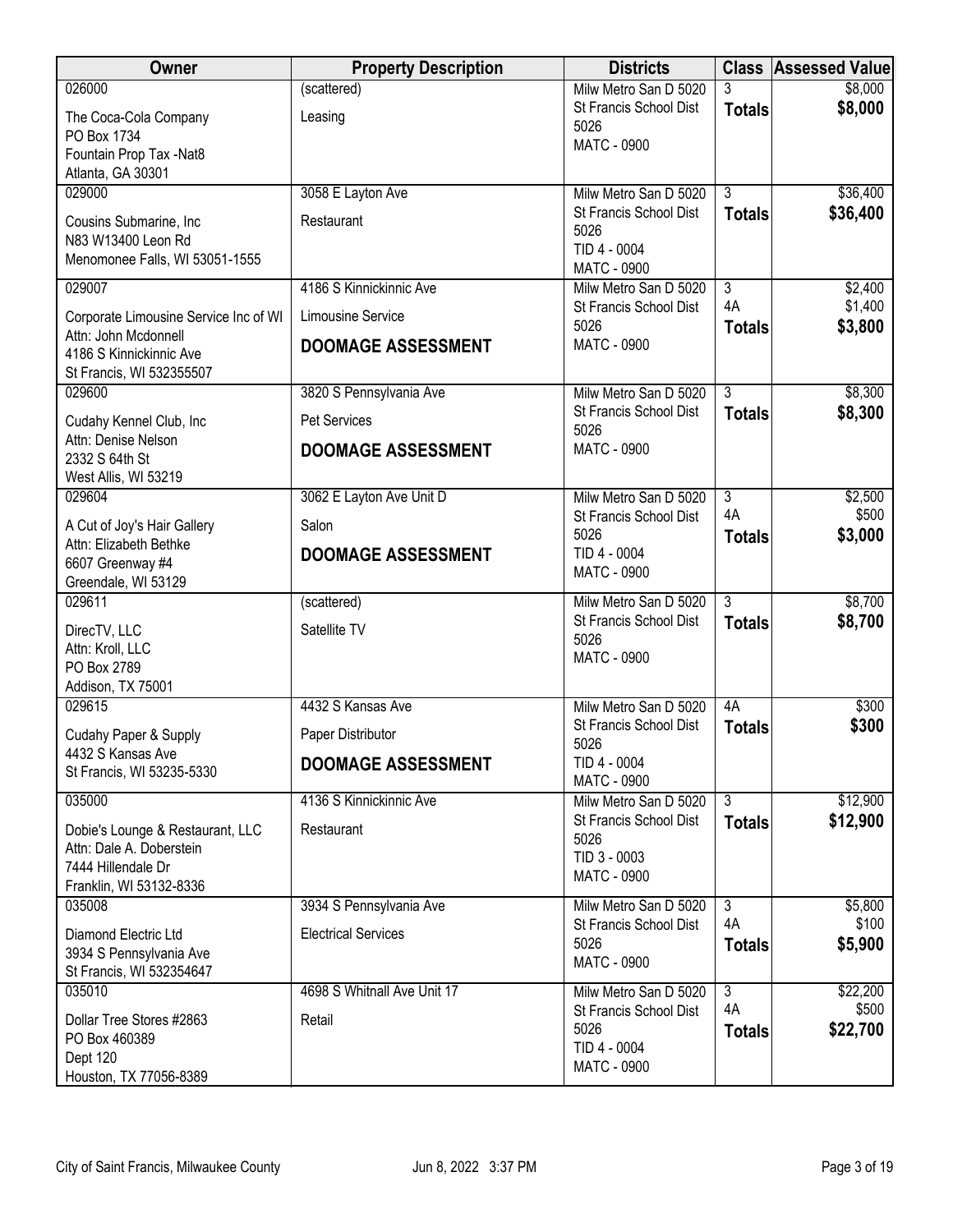| Owner | Property Description | Districts | Class | Assessed Value |
|---|---|---|---|---|
| 026000<br>The Coca-Cola Company<br>PO Box 1734<br>Fountain Prop Tax -Nat8<br>Atlanta, GA 30301 | (scattered)<br>Leasing | Milw Metro San D 5020<br>St Francis School Dist 5026<br>MATC - 0900 | 3<br>**Totals** | $8,000<br>**$8,000** |
| 029000<br>Cousins Submarine, Inc<br>N83 W13400 Leon Rd<br>Menomonee Falls, WI 53051-1555 | 3058 E Layton Ave<br>Restaurant | Milw Metro San D 5020<br>St Francis School Dist 5026<br>TID 4 - 0004<br>MATC - 0900 | 3<br>**Totals** | $36,400<br>**$36,400** |
| 029007<br>Corporate Limousine Service Inc of WI<br>Attn: John Mcdonnell<br>4186 S Kinnickinnic Ave<br>St Francis, WI 532355507 | 4186 S Kinnickinnic Ave<br>Limousine Service<br>**DOOMAGE ASSESSMENT** | Milw Metro San D 5020<br>St Francis School Dist 5026<br>MATC - 0900 | 3<br>4A<br>**Totals** | $2,400<br>$1,400<br>**$3,800** |
| 029600<br>Cudahy Kennel Club, Inc<br>Attn: Denise Nelson<br>2332 S 64th St<br>West Allis, WI 53219 | 3820 S Pennsylvania Ave<br>Pet Services<br>**DOOMAGE ASSESSMENT** | Milw Metro San D 5020<br>St Francis School Dist 5026<br>MATC - 0900 | 3<br>**Totals** | $8,300<br>**$8,300** |
| 029604<br>A Cut of Joy's Hair Gallery<br>Attn: Elizabeth Bethke<br>6607 Greenway #4<br>Greendale, WI 53129 | 3062 E Layton Ave Unit D<br>Salon<br>**DOOMAGE ASSESSMENT** | Milw Metro San D 5020<br>St Francis School Dist 5026<br>TID 4 - 0004<br>MATC - 0900 | 3<br>4A<br>**Totals** | $2,500<br>$500<br>**$3,000** |
| 029611<br>DirecTV, LLC<br>Attn: Kroll, LLC<br>PO Box 2789<br>Addison, TX 75001 | (scattered)<br>Satellite TV | Milw Metro San D 5020<br>St Francis School Dist 5026<br>MATC - 0900 | 3<br>**Totals** | $8,700<br>**$8,700** |
| 029615<br>Cudahy Paper & Supply<br>4432 S Kansas Ave<br>St Francis, WI 53235-5330 | 4432 S Kansas Ave<br>Paper Distributor<br>**DOOMAGE ASSESSMENT** | Milw Metro San D 5020<br>St Francis School Dist 5026<br>TID 4 - 0004<br>MATC - 0900 | 4A<br>**Totals** | $300<br>**$300** |
| 035000<br>Dobie's Lounge & Restaurant, LLC<br>Attn: Dale A. Doberstein<br>7444 Hillendale Dr<br>Franklin, WI 53132-8336 | 4136 S Kinnickinnic Ave<br>Restaurant | Milw Metro San D 5020<br>St Francis School Dist 5026<br>TID 3 - 0003<br>MATC - 0900 | 3<br>**Totals** | $12,900<br>**$12,900** |
| 035008<br>Diamond Electric Ltd<br>3934 S Pennsylvania Ave<br>St Francis, WI 532354647 | 3934 S Pennsylvania Ave<br>Electrical Services | Milw Metro San D 5020<br>St Francis School Dist 5026<br>MATC - 0900 | 3<br>4A<br>**Totals** | $5,800<br>$100<br>**$5,900** |
| 035010<br>Dollar Tree Stores #2863<br>PO Box 460389<br>Dept 120<br>Houston, TX 77056-8389 | 4698 S Whitnall Ave Unit 17<br>Retail | Milw Metro San D 5020<br>St Francis School Dist 5026<br>TID 4 - 0004<br>MATC - 0900 | 3<br>4A<br>**Totals** | $22,200<br>$500<br>**$22,700** |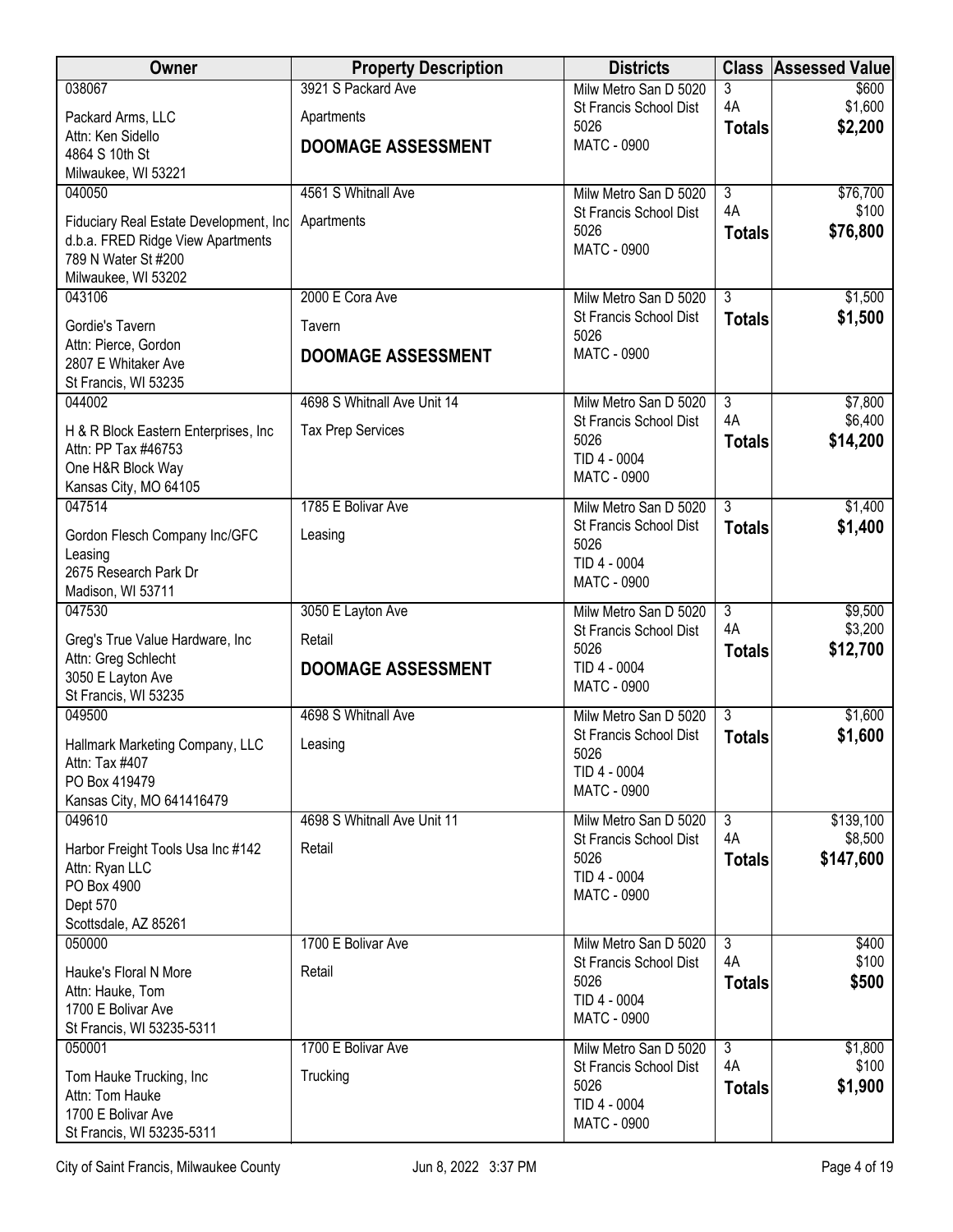| Owner | Property Description | Districts | Class | Assessed Value |
|---|---|---|---|---|
| 038067<br>Packard Arms, LLC<br>Attn: Ken Sidello<br>4864 S 10th St<br>Milwaukee, WI 53221 | 3921 S Packard Ave<br>Apartments<br>**DOOMAGE ASSESSMENT** | Milw Metro San D 5020<br>St Francis School Dist 5026<br>MATC - 0900 | 3<br>4A<br>**Totals** | $600<br>$1,600<br>**$2,200** |
| 040050<br>Fiduciary Real Estate Development, Inc<br>d.b.a. FRED Ridge View Apartments<br>789 N Water St #200<br>Milwaukee, WI 53202 | 4561 S Whitnall Ave<br>Apartments | Milw Metro San D 5020<br>St Francis School Dist 5026<br>MATC - 0900 | 3<br>4A<br>**Totals** | $76,700<br>$100<br>**$76,800** |
| 043106<br>Gordie's Tavern<br>Attn: Pierce, Gordon<br>2807 E Whitaker Ave<br>St Francis, WI 53235 | 2000 E Cora Ave<br>Tavern<br>**DOOMAGE ASSESSMENT** | Milw Metro San D 5020<br>St Francis School Dist 5026<br>MATC - 0900 | 3<br>**Totals** | $1,500<br>**$1,500** |
| 044002<br>H & R Block Eastern Enterprises, Inc<br>Attn: PP Tax #46753<br>One H&R Block Way<br>Kansas City, MO 64105 | 4698 S Whitnall Ave Unit 14<br>Tax Prep Services | Milw Metro San D 5020<br>St Francis School Dist 5026<br>TID 4 - 0004<br>MATC - 0900 | 3<br>4A<br>**Totals** | $7,800<br>$6,400<br>**$14,200** |
| 047514<br>Gordon Flesch Company Inc/GFC Leasing<br>2675 Research Park Dr<br>Madison, WI 53711 | 1785 E Bolivar Ave<br>Leasing | Milw Metro San D 5020<br>St Francis School Dist 5026<br>TID 4 - 0004<br>MATC - 0900 | 3<br>**Totals** | $1,400<br>**$1,400** |
| 047530<br>Greg's True Value Hardware, Inc<br>Attn: Greg Schlecht<br>3050 E Layton Ave<br>St Francis, WI 53235 | 3050 E Layton Ave<br>Retail<br>**DOOMAGE ASSESSMENT** | Milw Metro San D 5020<br>St Francis School Dist 5026<br>TID 4 - 0004<br>MATC - 0900 | 3<br>4A<br>**Totals** | $9,500<br>$3,200<br>**$12,700** |
| 049500<br>Hallmark Marketing Company, LLC<br>Attn: Tax #407<br>PO Box 419479<br>Kansas City, MO 641416479 | 4698 S Whitnall Ave<br>Leasing | Milw Metro San D 5020<br>St Francis School Dist 5026<br>TID 4 - 0004<br>MATC - 0900 | 3<br>**Totals** | $1,600<br>**$1,600** |
| 049610<br>Harbor Freight Tools Usa Inc #142<br>Attn: Ryan LLC<br>PO Box 4900<br>Dept 570<br>Scottsdale, AZ 85261 | 4698 S Whitnall Ave Unit 11<br>Retail | Milw Metro San D 5020<br>St Francis School Dist 5026<br>TID 4 - 0004<br>MATC - 0900 | 3<br>4A<br>**Totals** | $139,100<br>$8,500<br>**$147,600** |
| 050000<br>Hauke's Floral N More<br>Attn: Hauke, Tom<br>1700 E Bolivar Ave<br>St Francis, WI 53235-5311 | 1700 E Bolivar Ave<br>Retail | Milw Metro San D 5020<br>St Francis School Dist 5026<br>TID 4 - 0004<br>MATC - 0900 | 3<br>4A<br>**Totals** | $400<br>$100<br>**$500** |
| 050001<br>Tom Hauke Trucking, Inc<br>Attn: Tom Hauke<br>1700 E Bolivar Ave<br>St Francis, WI 53235-5311 | 1700 E Bolivar Ave<br>Trucking | Milw Metro San D 5020<br>St Francis School Dist 5026<br>TID 4 - 0004<br>MATC - 0900 | 3<br>4A<br>**Totals** | $1,800<br>$100<br>**$1,900** |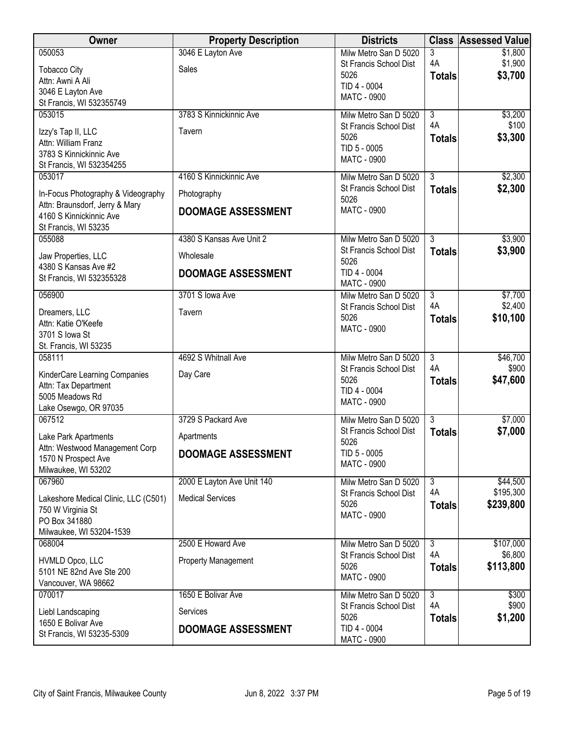| Owner | Property Description | Districts | Class | Assessed Value |
|---|---|---|---|---|
| 050053<br>Tobacco City<br>Attn: Awni A Ali<br>3046 E Layton Ave<br>St Francis, WI 532355749 | 3046 E Layton Ave<br>Sales | Milw Metro San D 5020<br>St Francis School Dist 5026<br>TID 4 - 0004<br>MATC - 0900 | 3<br>4A<br>**Totals** | $1,800<br>$1,900<br>**$3,700** |
| 053015<br>Izzy's Tap II, LLC<br>Attn: William Franz<br>3783 S Kinnickinnic Ave<br>St Francis, WI 532354255 | 3783 S Kinnickinnic Ave<br>Tavern | Milw Metro San D 5020<br>St Francis School Dist 5026<br>TID 5 - 0005<br>MATC - 0900 | 3<br>4A<br>**Totals** | $3,200<br>$100<br>**$3,300** |
| 053017<br>In-Focus Photography & Videography<br>Attn: Braunsdorf, Jerry & Mary<br>4160 S Kinnickinnic Ave<br>St Francis, WI 53235 | 4160 S Kinnickinnic Ave<br>Photography<br>**DOOMAGE ASSESSMENT** | Milw Metro San D 5020<br>St Francis School Dist 5026<br>MATC - 0900 | 3<br>**Totals** | $2,300<br>**$2,300** |
| 055088<br>Jaw Properties, LLC<br>4380 S Kansas Ave #2<br>St Francis, WI 532355328 | 4380 S Kansas Ave Unit 2<br>Wholesale<br>**DOOMAGE ASSESSMENT** | Milw Metro San D 5020<br>St Francis School Dist 5026<br>TID 4 - 0004<br>MATC - 0900 | 3<br>**Totals** | $3,900<br>**$3,900** |
| 056900<br>Dreamers, LLC<br>Attn: Katie O'Keefe<br>3701 S Iowa St<br>St. Francis, WI 53235 | 3701 S Iowa Ave<br>Tavern | Milw Metro San D 5020<br>St Francis School Dist 5026<br>MATC - 0900 | 3<br>4A<br>**Totals** | $7,700<br>$2,400<br>**$10,100** |
| 058111<br>KinderCare Learning Companies<br>Attn: Tax Department<br>5005 Meadows Rd<br>Lake Osewgo, OR 97035 | 4692 S Whitnall Ave<br>Day Care | Milw Metro San D 5020<br>St Francis School Dist 5026<br>TID 4 - 0004<br>MATC - 0900 | 3<br>4A<br>**Totals** | $46,700<br>$900<br>**$47,600** |
| 067512<br>Lake Park Apartments<br>Attn: Westwood Management Corp<br>1570 N Prospect Ave<br>Milwaukee, WI 53202 | 3729 S Packard Ave<br>Apartments<br>**DOOMAGE ASSESSMENT** | Milw Metro San D 5020<br>St Francis School Dist 5026<br>TID 5 - 0005<br>MATC - 0900 | 3<br>**Totals** | $7,000<br>**$7,000** |
| 067960<br>Lakeshore Medical Clinic, LLC (C501)<br>750 W Virginia St<br>PO Box 341880<br>Milwaukee, WI 53204-1539 | 2000 E Layton Ave Unit 140<br>Medical Services | Milw Metro San D 5020<br>St Francis School Dist 5026<br>MATC - 0900 | 3<br>4A<br>**Totals** | $44,500<br>$195,300<br>**$239,800** |
| 068004<br>HVMLD Opco, LLC<br>5101 NE 82nd Ave Ste 200<br>Vancouver, WA 98662 | 2500 E Howard Ave<br>Property Management | Milw Metro San D 5020<br>St Francis School Dist 5026<br>MATC - 0900 | 3<br>4A<br>**Totals** | $107,000<br>$6,800<br>**$113,800** |
| 070017<br>Liebl Landscaping<br>1650 E Bolivar Ave<br>St Francis, WI 53235-5309 | 1650 E Bolivar Ave<br>Services<br>**DOOMAGE ASSESSMENT** | Milw Metro San D 5020<br>St Francis School Dist 5026<br>TID 4 - 0004<br>MATC - 0900 | 3<br>4A<br>**Totals** | $300<br>$900<br>**$1,200** |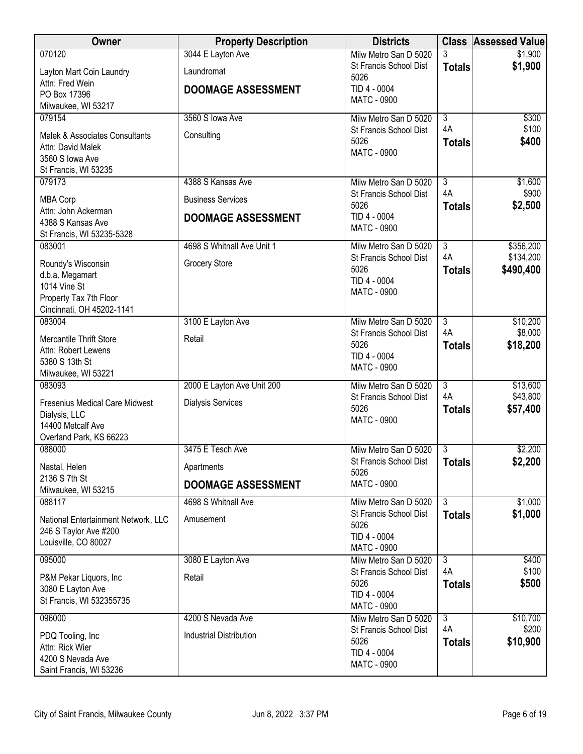| Owner | Property Description | Districts | Class | Assessed Value |
|---|---|---|---|---|
| 070120<br>Layton Mart Coin Laundry<br>Attn: Fred Wein<br>PO Box 17396<br>Milwaukee, WI 53217 | 3044 E Layton Ave<br>Laundromat<br>**DOOMAGE ASSESSMENT** | Milw Metro San D 5020<br>St Francis School Dist 5026<br>TID 4 - 0004<br>MATC - 0900 | 3<br>**Totals** | $1,900<br>**$1,900** |
| 079154<br>Malek & Associates Consultants<br>Attn: David Malek<br>3560 S Iowa Ave<br>St Francis, WI 53235 | 3560 S Iowa Ave<br>Consulting | Milw Metro San D 5020<br>St Francis School Dist 5026<br>MATC - 0900 | 3<br>4A<br>**Totals** | $300<br>$100<br>**$400** |
| 079173<br>MBA Corp<br>Attn: John Ackerman<br>4388 S Kansas Ave<br>St Francis, WI 53235-5328 | 4388 S Kansas Ave<br>Business Services<br>**DOOMAGE ASSESSMENT** | Milw Metro San D 5020<br>St Francis School Dist 5026<br>TID 4 - 0004<br>MATC - 0900 | 3<br>4A<br>**Totals** | $1,600<br>$900<br>**$2,500** |
| 083001<br>Roundy's Wisconsin<br>d.b.a. Megamart<br>1014 Vine St<br>Property Tax 7th Floor<br>Cincinnati, OH 45202-1141 | 4698 S Whitnall Ave Unit 1<br>Grocery Store | Milw Metro San D 5020<br>St Francis School Dist 5026<br>TID 4 - 0004<br>MATC - 0900 | 3<br>4A<br>**Totals** | $356,200<br>$134,200<br>**$490,400** |
| 083004<br>Mercantile Thrift Store<br>Attn: Robert Lewens<br>5380 S 13th St<br>Milwaukee, WI 53221 | 3100 E Layton Ave<br>Retail | Milw Metro San D 5020<br>St Francis School Dist 5026<br>TID 4 - 0004<br>MATC - 0900 | 3<br>4A<br>**Totals** | $10,200<br>$8,000<br>**$18,200** |
| 083093<br>Fresenius Medical Care Midwest Dialysis, LLC<br>14400 Metcalf Ave<br>Overland Park, KS 66223 | 2000 E Layton Ave Unit 200<br>Dialysis Services | Milw Metro San D 5020<br>St Francis School Dist 5026<br>MATC - 0900 | 3<br>4A<br>**Totals** | $13,600<br>$43,800<br>**$57,400** |
| 088000<br>Nastal, Helen<br>2136 S 7th St<br>Milwaukee, WI 53215 | 3475 E Tesch Ave<br>Apartments<br>**DOOMAGE ASSESSMENT** | Milw Metro San D 5020<br>St Francis School Dist 5026<br>MATC - 0900 | 3<br>**Totals** | $2,200<br>**$2,200** |
| 088117<br>National Entertainment Network, LLC<br>246 S Taylor Ave #200<br>Louisville, CO 80027 | 4698 S Whitnall Ave<br>Amusement | Milw Metro San D 5020<br>St Francis School Dist 5026<br>TID 4 - 0004<br>MATC - 0900 | 3<br>**Totals** | $1,000<br>**$1,000** |
| 095000<br>P&M Pekar Liquors, Inc<br>3080 E Layton Ave<br>St Francis, WI 532355735 | 3080 E Layton Ave<br>Retail | Milw Metro San D 5020<br>St Francis School Dist 5026<br>TID 4 - 0004<br>MATC - 0900 | 3<br>4A<br>**Totals** | $400<br>$100<br>**$500** |
| 096000<br>PDQ Tooling, Inc<br>Attn: Rick Wier<br>4200 S Nevada Ave<br>Saint Francis, WI 53236 | 4200 S Nevada Ave<br>Industrial Distribution | Milw Metro San D 5020<br>St Francis School Dist 5026<br>TID 4 - 0004<br>MATC - 0900 | 3<br>4A<br>**Totals** | $10,700<br>$200<br>**$10,900** |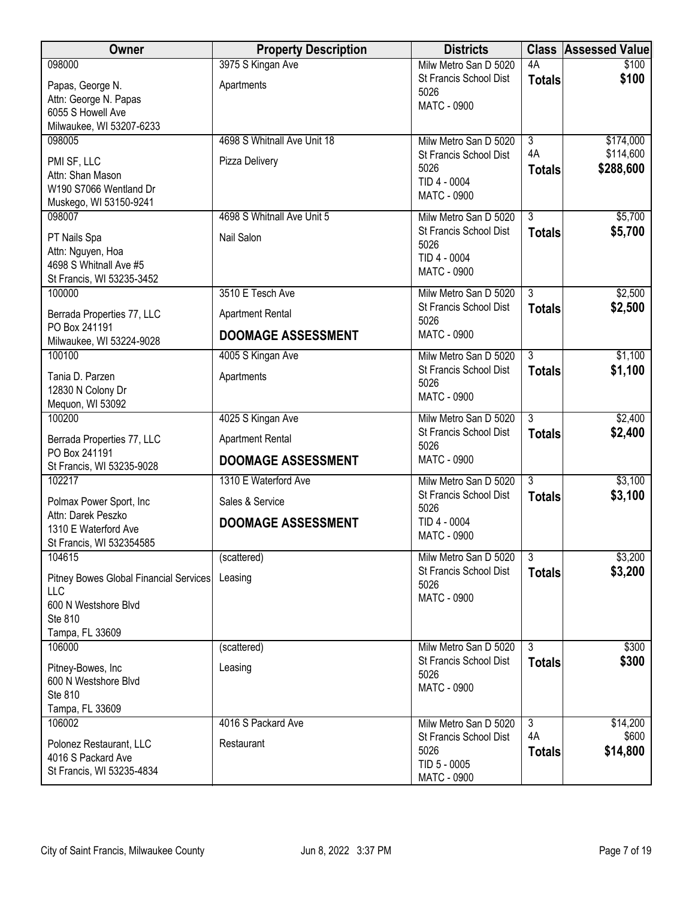| Owner | Property Description | Districts | Class | Assessed Value |
|---|---|---|---|---|
| 098000<br>Papas, George N.<br>Attn: George N. Papas<br>6055 S Howell Ave<br>Milwaukee, WI 53207-6233 | 3975 S Kingan Ave<br>Apartments | Milw Metro San D 5020<br>St Francis School Dist 5026<br>MATC - 0900 | 4A<br>**Totals** | $100<br>**$100** |
| 098005<br>PMI SF, LLC<br>Attn: Shan Mason<br>W190 S7066 Wentland Dr<br>Muskego, WI 53150-9241 | 4698 S Whitnall Ave Unit 18<br>Pizza Delivery | Milw Metro San D 5020<br>St Francis School Dist 5026<br>TID 4 - 0004<br>MATC - 0900 | 3<br>4A<br>**Totals** | $174,000<br>$114,600<br>**$288,600** |
| 098007<br>PT Nails Spa<br>Attn: Nguyen, Hoa<br>4698 S Whitnall Ave #5<br>St Francis, WI 53235-3452 | 4698 S Whitnall Ave Unit 5<br>Nail Salon | Milw Metro San D 5020<br>St Francis School Dist 5026<br>TID 4 - 0004<br>MATC - 0900 | 3<br>**Totals** | $5,700<br>**$5,700** |
| 100000<br>Berrada Properties 77, LLC<br>PO Box 241191<br>Milwaukee, WI 53224-9028 | 3510 E Tesch Ave<br>Apartment Rental<br>**DOOMAGE ASSESSMENT** | Milw Metro San D 5020<br>St Francis School Dist 5026<br>MATC - 0900 | 3<br>**Totals** | $2,500<br>**$2,500** |
| 100100<br>Tania D. Parzen<br>12830 N Colony Dr<br>Mequon, WI 53092 | 4005 S Kingan Ave<br>Apartments | Milw Metro San D 5020<br>St Francis School Dist 5026<br>MATC - 0900 | 3<br>**Totals** | $1,100<br>**$1,100** |
| 100200<br>Berrada Properties 77, LLC<br>PO Box 241191<br>St Francis, WI 53235-9028 | 4025 S Kingan Ave<br>Apartment Rental<br>**DOOMAGE ASSESSMENT** | Milw Metro San D 5020<br>St Francis School Dist 5026<br>MATC - 0900 | 3<br>**Totals** | $2,400<br>**$2,400** |
| 102217<br>Polmax Power Sport, Inc<br>Attn: Darek Peszko<br>1310 E Waterford Ave<br>St Francis, WI 532354585 | 1310 E Waterford Ave<br>Sales & Service<br>**DOOMAGE ASSESSMENT** | Milw Metro San D 5020<br>St Francis School Dist 5026<br>TID 4 - 0004<br>MATC - 0900 | 3<br>**Totals** | $3,100<br>**$3,100** |
| 104615<br>Pitney Bowes Global Financial Services LLC<br>600 N Westshore Blvd<br>Ste 810<br>Tampa, FL 33609 | (scattered)<br>Leasing | Milw Metro San D 5020<br>St Francis School Dist 5026<br>MATC - 0900 | 3<br>**Totals** | $3,200<br>**$3,200** |
| 106000<br>Pitney-Bowes, Inc<br>600 N Westshore Blvd<br>Ste 810<br>Tampa, FL 33609 | (scattered)<br>Leasing | Milw Metro San D 5020<br>St Francis School Dist 5026<br>MATC - 0900 | 3<br>**Totals** | $300<br>**$300** |
| 106002<br>Polonez Restaurant, LLC<br>4016 S Packard Ave<br>St Francis, WI 53235-4834 | 4016 S Packard Ave<br>Restaurant | Milw Metro San D 5020<br>St Francis School Dist 5026<br>TID 5 - 0005<br>MATC - 0900 | 3<br>4A<br>**Totals** | $14,200<br>$600<br>**$14,800** |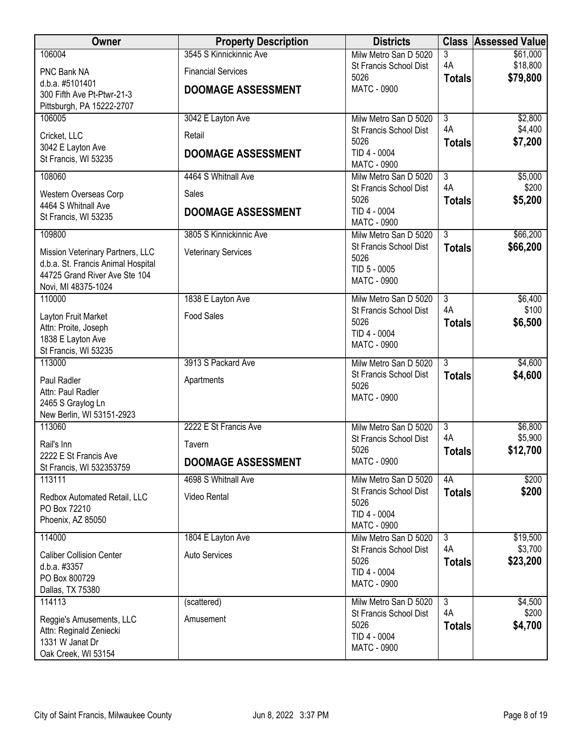| Owner | Property Description | Districts | Class | Assessed Value |
|---|---|---|---|---|
| 106004<br>PNC Bank NA<br>d.b.a. #5101401<br>300 Fifth Ave Pt-Ptwr-21-3<br>Pittsburgh, PA 15222-2707 | 3545 S Kinnickinnic Ave<br>Financial Services<br>**DOOMAGE ASSESSMENT** | Milw Metro San D 5020<br>St Francis School Dist 5026<br>MATC - 0900 | 3<br>4A<br>**Totals** | $61,000<br>$18,800<br>**$79,800** |
| 106005<br>Cricket, LLC<br>3042 E Layton Ave<br>St Francis, WI 53235 | 3042 E Layton Ave<br>Retail<br>**DOOMAGE ASSESSMENT** | Milw Metro San D 5020<br>St Francis School Dist 5026<br>TID 4 - 0004<br>MATC - 0900 | 3<br>4A<br>**Totals** | $2,800<br>$4,400<br>**$7,200** |
| 108060<br>Western Overseas Corp<br>4464 S Whitnall Ave<br>St Francis, WI 53235 | 4464 S Whitnall Ave<br>Sales<br>**DOOMAGE ASSESSMENT** | Milw Metro San D 5020<br>St Francis School Dist 5026<br>TID 4 - 0004<br>MATC - 0900 | 3<br>4A<br>**Totals** | $5,000<br>$200<br>**$5,200** |
| 109800<br>Mission Veterinary Partners, LLC<br>d.b.a. St. Francis Animal Hospital<br>44725 Grand River Ave Ste 104<br>Novi, MI 48375-1024 | 3805 S Kinnickinnic Ave<br>Veterinary Services | Milw Metro San D 5020<br>St Francis School Dist 5026<br>TID 5 - 0005<br>MATC - 0900 | 3<br>**Totals** | $66,200<br>**$66,200** |
| 110000<br>Layton Fruit Market<br>Attn: Proite, Joseph<br>1838 E Layton Ave<br>St Francis, WI 53235 | 1838 E Layton Ave<br>Food Sales | Milw Metro San D 5020<br>St Francis School Dist 5026<br>TID 4 - 0004<br>MATC - 0900 | 3<br>4A<br>**Totals** | $6,400<br>$100<br>**$6,500** |
| 113000<br>Paul Radler<br>Attn: Paul Radler<br>2465 S Graylog Ln<br>New Berlin, WI 53151-2923 | 3913 S Packard Ave<br>Apartments | Milw Metro San D 5020<br>St Francis School Dist 5026<br>MATC - 0900 | 3<br>**Totals** | $4,600<br>**$4,600** |
| 113060<br>Rail's Inn<br>2222 E St Francis Ave<br>St Francis, WI 532353759 | 2222 E St Francis Ave<br>Tavern<br>**DOOMAGE ASSESSMENT** | Milw Metro San D 5020<br>St Francis School Dist 5026<br>MATC - 0900 | 3<br>4A<br>**Totals** | $6,800<br>$5,900<br>**$12,700** |
| 113111<br>Redbox Automated Retail, LLC<br>PO Box 72210<br>Phoenix, AZ 85050 | 4698 S Whitnall Ave<br>Video Rental | Milw Metro San D 5020<br>St Francis School Dist 5026<br>TID 4 - 0004<br>MATC - 0900 | 4A<br>**Totals** | $200<br>**$200** |
| 114000<br>Caliber Collision Center<br>d.b.a. #3357<br>PO Box 800729<br>Dallas, TX 75380 | 1804 E Layton Ave<br>Auto Services | Milw Metro San D 5020<br>St Francis School Dist 5026<br>TID 4 - 0004<br>MATC - 0900 | 3<br>4A<br>**Totals** | $19,500<br>$3,700<br>**$23,200** |
| 114113<br>Reggie's Amusements, LLC<br>Attn: Reginald Zeniecki<br>1331 W Janat Dr<br>Oak Creek, WI 53154 | (scattered)<br>Amusement | Milw Metro San D 5020<br>St Francis School Dist 5026<br>TID 4 - 0004<br>MATC - 0900 | 3<br>4A<br>**Totals** | $4,500<br>$200<br>**$4,700** |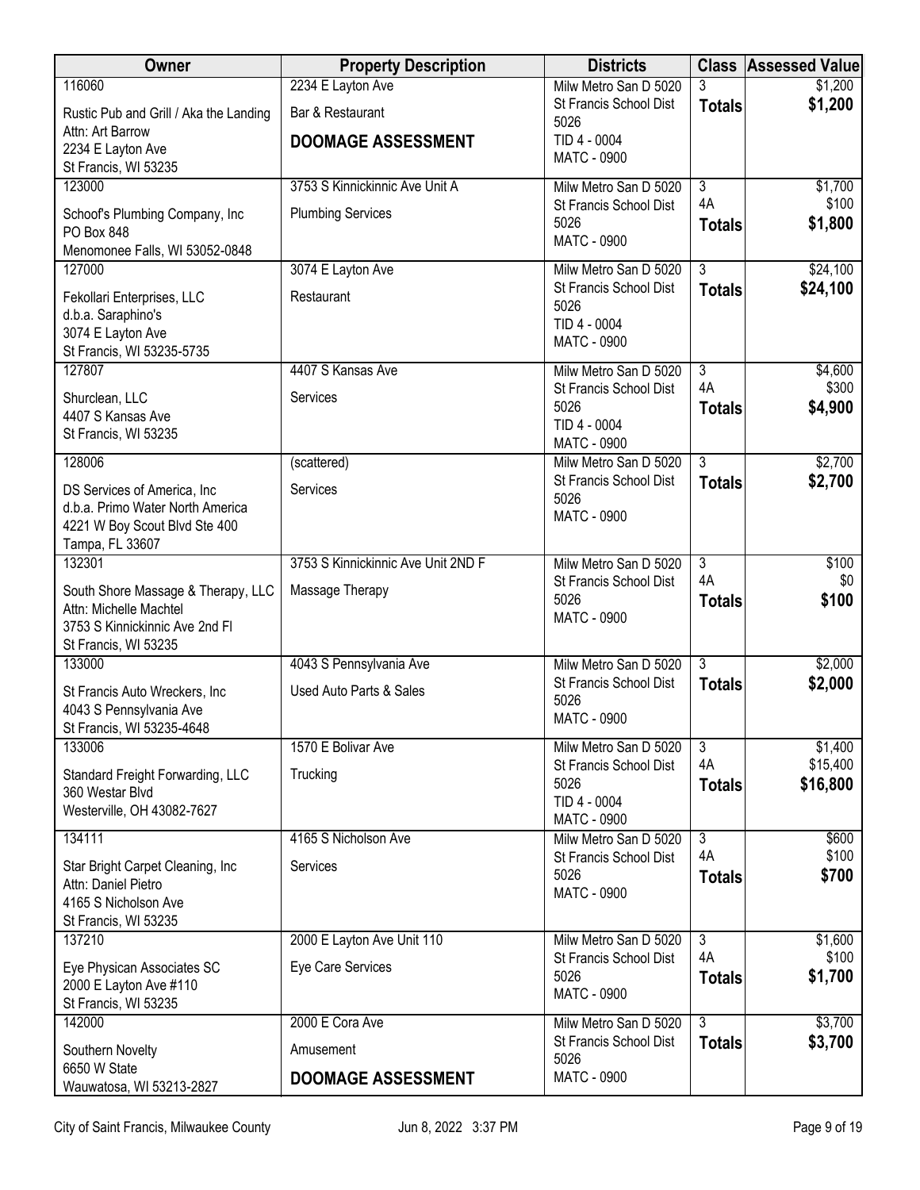| Owner | Property Description | Districts | Class | Assessed Value |
|---|---|---|---|---|
| 116060<br>Rustic Pub and Grill / Aka the Landing<br>Attn: Art Barrow<br>2234 E Layton Ave<br>St Francis, WI 53235 | 2234 E Layton Ave<br>Bar & Restaurant<br>**DOOMAGE ASSESSMENT** | Milw Metro San D 5020<br>St Francis School Dist 5026<br>TID 4 - 0004<br>MATC - 0900 | 3<br>**Totals** | $1,200<br>**$1,200** |
| 123000<br>Schoof's Plumbing Company, Inc<br>PO Box 848<br>Menomonee Falls, WI 53052-0848 | 3753 S Kinnickinnic Ave Unit A<br>Plumbing Services | Milw Metro San D 5020<br>St Francis School Dist 5026<br>MATC - 0900 | 3<br>4A<br>**Totals** | $1,700<br>$100<br>**$1,800** |
| 127000<br>Fekollari Enterprises, LLC<br>d.b.a. Saraphino's<br>3074 E Layton Ave<br>St Francis, WI 53235-5735 | 3074 E Layton Ave<br>Restaurant | Milw Metro San D 5020<br>St Francis School Dist 5026<br>TID 4 - 0004<br>MATC - 0900 | 3<br>**Totals** | $24,100<br>**$24,100** |
| 127807<br>Shurclean, LLC<br>4407 S Kansas Ave<br>St Francis, WI 53235 | 4407 S Kansas Ave<br>Services | Milw Metro San D 5020<br>St Francis School Dist 5026<br>TID 4 - 0004<br>MATC - 0900 | 3<br>4A<br>**Totals** | $4,600<br>$300<br>**$4,900** |
| 128006<br>DS Services of America, Inc<br>d.b.a. Primo Water North America<br>4221 W Boy Scout Blvd Ste 400<br>Tampa, FL 33607 | (scattered)<br>Services | Milw Metro San D 5020<br>St Francis School Dist 5026<br>MATC - 0900 | 3<br>**Totals** | $2,700<br>**$2,700** |
| 132301<br>South Shore Massage & Therapy, LLC<br>Attn: Michelle Machtel<br>3753 S Kinnickinnic Ave 2nd Fl<br>St Francis, WI 53235 | 3753 S Kinnickinnic Ave Unit 2ND F<br>Massage Therapy | Milw Metro San D 5020<br>St Francis School Dist 5026<br>MATC - 0900 | 3<br>4A<br>**Totals** | $100<br>$0<br>**$100** |
| 133000<br>St Francis Auto Wreckers, Inc<br>4043 S Pennsylvania Ave<br>St Francis, WI 53235-4648 | 4043 S Pennsylvania Ave<br>Used Auto Parts & Sales | Milw Metro San D 5020<br>St Francis School Dist 5026<br>MATC - 0900 | 3<br>**Totals** | $2,000<br>**$2,000** |
| 133006<br>Standard Freight Forwarding, LLC<br>360 Westar Blvd<br>Westerville, OH 43082-7627 | 1570 E Bolivar Ave<br>Trucking | Milw Metro San D 5020<br>St Francis School Dist 5026<br>TID 4 - 0004<br>MATC - 0900 | 3<br>4A<br>**Totals** | $1,400<br>$15,400<br>**$16,800** |
| 134111<br>Star Bright Carpet Cleaning, Inc<br>Attn: Daniel Pietro<br>4165 S Nicholson Ave<br>St Francis, WI 53235 | 4165 S Nicholson Ave<br>Services | Milw Metro San D 5020<br>St Francis School Dist 5026<br>MATC - 0900 | 3<br>4A<br>**Totals** | $600<br>$100<br>**$700** |
| 137210<br>Eye Physican Associates SC<br>2000 E Layton Ave #110<br>St Francis, WI 53235 | 2000 E Layton Ave Unit 110<br>Eye Care Services | Milw Metro San D 5020<br>St Francis School Dist 5026<br>MATC - 0900 | 3<br>4A<br>**Totals** | $1,600<br>$100<br>**$1,700** |
| 142000<br>Southern Novelty<br>6650 W State<br>Wauwatosa, WI 53213-2827 | 2000 E Cora Ave<br>Amusement<br>**DOOMAGE ASSESSMENT** | Milw Metro San D 5020<br>St Francis School Dist 5026<br>MATC - 0900 | 3<br>**Totals** | $3,700<br>**$3,700** |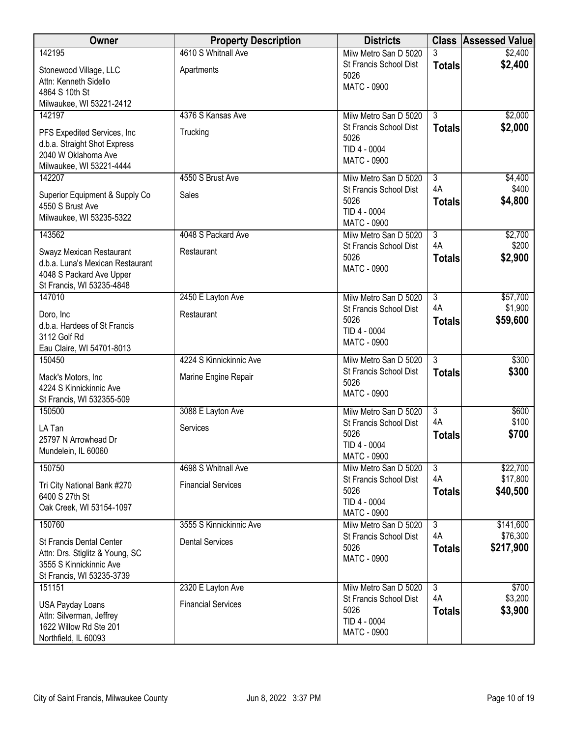| Owner | Property Description | Districts | Class | Assessed Value |
|---|---|---|---|---|
| 142195<br>Stonewood Village, LLC<br>Attn: Kenneth Sidello<br>4864 S 10th St<br>Milwaukee, WI 53221-2412 | 4610 S Whitnall Ave<br>Apartments | Milw Metro San D 5020<br>St Francis School Dist 5026<br>MATC - 0900 | 3<br>**Totals** | \$2,400<br>**\$2,400** |
| 142197<br>PFS Expedited Services, Inc<br>d.b.a. Straight Shot Express<br>2040 W Oklahoma Ave<br>Milwaukee, WI 53221-4444 | 4376 S Kansas Ave<br>Trucking | Milw Metro San D 5020<br>St Francis School Dist 5026<br>TID 4 - 0004<br>MATC - 0900 | 3<br>**Totals** | \$2,000<br>**\$2,000** |
| 142207<br>Superior Equipment & Supply Co<br>4550 S Brust Ave<br>Milwaukee, WI 53235-5322 | 4550 S Brust Ave<br>Sales | Milw Metro San D 5020<br>St Francis School Dist 5026<br>TID 4 - 0004<br>MATC - 0900 | 3<br>4A<br>**Totals** | \$4,400<br>\$400<br>**\$4,800** |
| 143562<br>Swayz Mexican Restaurant<br>d.b.a. Luna's Mexican Restaurant<br>4048 S Packard Ave Upper<br>St Francis, WI 53235-4848 | 4048 S Packard Ave<br>Restaurant | Milw Metro San D 5020<br>St Francis School Dist 5026<br>MATC - 0900 | 3<br>4A<br>**Totals** | \$2,700<br>\$200<br>**\$2,900** |
| 147010<br>Doro, Inc<br>d.b.a. Hardees of St Francis<br>3112 Golf Rd<br>Eau Claire, WI 54701-8013 | 2450 E Layton Ave<br>Restaurant | Milw Metro San D 5020<br>St Francis School Dist 5026<br>TID 4 - 0004<br>MATC - 0900 | 3<br>4A<br>**Totals** | \$57,700<br>\$1,900<br>**\$59,600** |
| 150450<br>Mack's Motors, Inc<br>4224 S Kinnickinnic Ave<br>St Francis, WI 532355-509 | 4224 S Kinnickinnic Ave<br>Marine Engine Repair | Milw Metro San D 5020<br>St Francis School Dist 5026<br>MATC - 0900 | 3<br>**Totals** | \$300<br>**\$300** |
| 150500<br>LA Tan<br>25797 N Arrowhead Dr<br>Mundelein, IL 60060 | 3088 E Layton Ave<br>Services | Milw Metro San D 5020<br>St Francis School Dist 5026<br>TID 4 - 0004<br>MATC - 0900 | 3<br>4A<br>**Totals** | \$600<br>\$100<br>**\$700** |
| 150750<br>Tri City National Bank #270<br>6400 S 27th St<br>Oak Creek, WI 53154-1097 | 4698 S Whitnall Ave<br>Financial Services | Milw Metro San D 5020<br>St Francis School Dist 5026<br>TID 4 - 0004<br>MATC - 0900 | 3<br>4A<br>**Totals** | \$22,700<br>\$17,800<br>**\$40,500** |
| 150760<br>St Francis Dental Center<br>Attn: Drs. Stiglitz & Young, SC<br>3555 S Kinnickinnic Ave<br>St Francis, WI 53235-3739 | 3555 S Kinnickinnic Ave<br>Dental Services | Milw Metro San D 5020<br>St Francis School Dist 5026<br>MATC - 0900 | 3<br>4A<br>**Totals** | \$141,600<br>\$76,300<br>**\$217,900** |
| 151151<br>USA Payday Loans<br>Attn: Silverman, Jeffrey<br>1622 Willow Rd Ste 201<br>Northfield, IL 60093 | 2320 E Layton Ave<br>Financial Services | Milw Metro San D 5020<br>St Francis School Dist 5026<br>TID 4 - 0004<br>MATC - 0900 | 3<br>4A<br>**Totals** | \$700<br>\$3,200<br>**\$3,900** |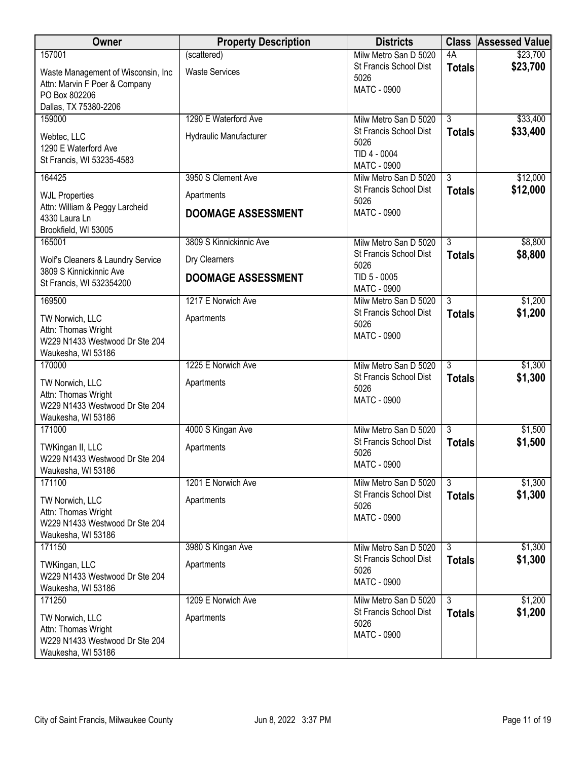| Owner | Property Description | Districts | Class | Assessed Value |
|---|---|---|---|---|
| 157001<br>Waste Management of Wisconsin, Inc<br>Attn: Marvin F Poer & Company<br>PO Box 802206<br>Dallas, TX 75380-2206 | (scattered)<br>Waste Services | Milw Metro San D 5020<br>St Francis School Dist 5026<br>MATC - 0900 | 4A<br>**Totals** | $23,700<br>**$23,700** |
| 159000<br>Webtec, LLC<br>1290 E Waterford Ave<br>St Francis, WI 53235-4583 | 1290 E Waterford Ave<br>Hydraulic Manufacturer | Milw Metro San D 5020<br>St Francis School Dist 5026<br>TID 4 - 0004<br>MATC - 0900 | 3<br>**Totals** | $33,400<br>**$33,400** |
| 164425<br>WJL Properties<br>Attn: William & Peggy Larcheid<br>4330 Laura Ln<br>Brookfield, WI 53005 | 3950 S Clement Ave<br>Apartments<br>**DOOMAGE ASSESSMENT** | Milw Metro San D 5020<br>St Francis School Dist 5026<br>MATC - 0900 | 3<br>**Totals** | $12,000<br>**$12,000** |
| 165001<br>Wolf's Cleaners & Laundry Service<br>3809 S Kinnickinnic Ave<br>St Francis, WI 532354200 | 3809 S Kinnickinnic Ave<br>Dry Clearners<br>**DOOMAGE ASSESSMENT** | Milw Metro San D 5020<br>St Francis School Dist 5026<br>TID 5 - 0005<br>MATC - 0900 | 3<br>**Totals** | $8,800<br>**$8,800** |
| 169500<br>TW Norwich, LLC<br>Attn: Thomas Wright<br>W229 N1433 Westwood Dr Ste 204<br>Waukesha, WI 53186 | 1217 E Norwich Ave<br>Apartments | Milw Metro San D 5020<br>St Francis School Dist 5026<br>MATC - 0900 | 3<br>**Totals** | $1,200<br>**$1,200** |
| 170000<br>TW Norwich, LLC<br>Attn: Thomas Wright<br>W229 N1433 Westwood Dr Ste 204<br>Waukesha, WI 53186 | 1225 E Norwich Ave<br>Apartments | Milw Metro San D 5020<br>St Francis School Dist 5026<br>MATC - 0900 | 3<br>**Totals** | $1,300<br>**$1,300** |
| 171000<br>TWKingan II, LLC<br>W229 N1433 Westwood Dr Ste 204<br>Waukesha, WI 53186 | 4000 S Kingan Ave<br>Apartments | Milw Metro San D 5020<br>St Francis School Dist 5026<br>MATC - 0900 | 3<br>**Totals** | $1,500<br>**$1,500** |
| 171100<br>TW Norwich, LLC<br>Attn: Thomas Wright<br>W229 N1433 Westwood Dr Ste 204<br>Waukesha, WI 53186 | 1201 E Norwich Ave<br>Apartments | Milw Metro San D 5020<br>St Francis School Dist 5026<br>MATC - 0900 | 3<br>**Totals** | $1,300<br>**$1,300** |
| 171150<br>TWKingan, LLC<br>W229 N1433 Westwood Dr Ste 204<br>Waukesha, WI 53186 | 3980 S Kingan Ave<br>Apartments | Milw Metro San D 5020<br>St Francis School Dist 5026<br>MATC - 0900 | 3<br>**Totals** | $1,300<br>**$1,300** |
| 171250<br>TW Norwich, LLC<br>Attn: Thomas Wright<br>W229 N1433 Westwood Dr Ste 204<br>Waukesha, WI 53186 | 1209 E Norwich Ave<br>Apartments | Milw Metro San D 5020<br>St Francis School Dist 5026<br>MATC - 0900 | 3<br>**Totals** | $1,200<br>**$1,200** |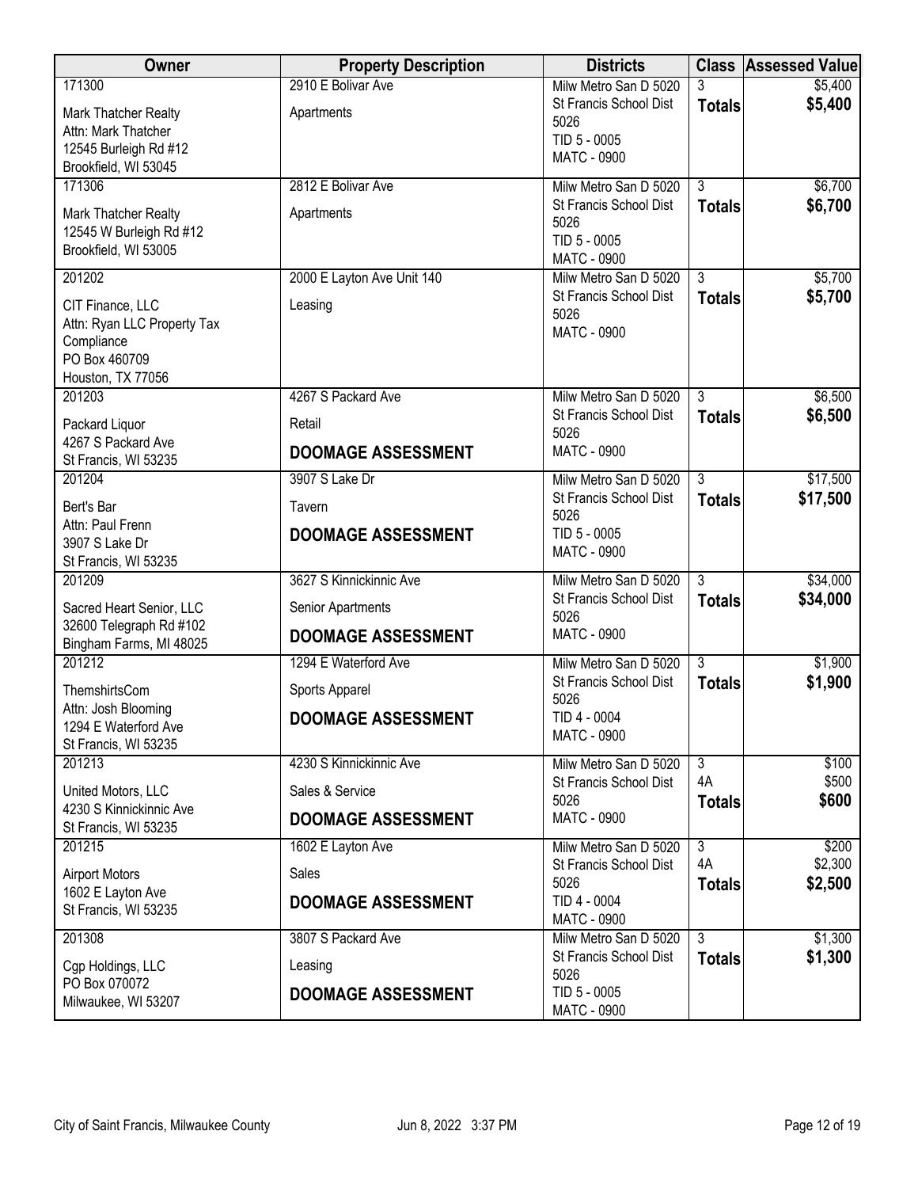| Owner | Property Description | Districts | Class | Assessed Value |
|---|---|---|---|---|
| 171300<br>Mark Thatcher Realty<br>Attn: Mark Thatcher<br>12545 Burleigh Rd #12<br>Brookfield, WI 53045 | 2910 E Bolivar Ave<br>Apartments | Milw Metro San D 5020<br>St Francis School Dist 5026<br>TID 5 - 0005<br>MATC - 0900 | 3<br>**Totals** | $5,400<br>**$5,400** |
| 171306<br>Mark Thatcher Realty<br>12545 W Burleigh Rd #12<br>Brookfield, WI 53005 | 2812 E Bolivar Ave<br>Apartments | Milw Metro San D 5020<br>St Francis School Dist 5026<br>TID 5 - 0005<br>MATC - 0900 | 3<br>**Totals** | $6,700<br>**$6,700** |
| 201202<br>CIT Finance, LLC<br>Attn: Ryan LLC Property Tax Compliance<br>PO Box 460709<br>Houston, TX 77056 | 2000 E Layton Ave Unit 140<br>Leasing | Milw Metro San D 5020<br>St Francis School Dist 5026<br>MATC - 0900 | 3<br>**Totals** | $5,700<br>**$5,700** |
| 201203<br>Packard Liquor<br>4267 S Packard Ave<br>St Francis, WI 53235 | 4267 S Packard Ave<br>Retail<br>**DOOMAGE ASSESSMENT** | Milw Metro San D 5020<br>St Francis School Dist 5026<br>MATC - 0900 | 3<br>**Totals** | $6,500<br>**$6,500** |
| 201204<br>Bert's Bar<br>Attn: Paul Frenn<br>3907 S Lake Dr<br>St Francis, WI 53235 | 3907 S Lake Dr<br>Tavern<br>**DOOMAGE ASSESSMENT** | Milw Metro San D 5020<br>St Francis School Dist 5026<br>TID 5 - 0005<br>MATC - 0900 | 3<br>**Totals** | $17,500<br>**$17,500** |
| 201209<br>Sacred Heart Senior, LLC<br>32600 Telegraph Rd #102<br>Bingham Farms, MI 48025 | 3627 S Kinnickinnic Ave<br>Senior Apartments<br>**DOOMAGE ASSESSMENT** | Milw Metro San D 5020<br>St Francis School Dist 5026<br>MATC - 0900 | 3<br>**Totals** | $34,000<br>**$34,000** |
| 201212<br>ThemshirtsCom<br>Attn: Josh Blooming<br>1294 E Waterford Ave<br>St Francis, WI 53235 | 1294 E Waterford Ave<br>Sports Apparel<br>**DOOMAGE ASSESSMENT** | Milw Metro San D 5020<br>St Francis School Dist 5026<br>TID 4 - 0004<br>MATC - 0900 | 3<br>**Totals** | $1,900<br>**$1,900** |
| 201213<br>United Motors, LLC<br>4230 S Kinnickinnic Ave<br>St Francis, WI 53235 | 4230 S Kinnickinnic Ave<br>Sales & Service<br>**DOOMAGE ASSESSMENT** | Milw Metro San D 5020<br>St Francis School Dist 5026<br>MATC - 0900 | 3<br>4A<br>**Totals** | $100<br>$500<br>**$600** |
| 201215<br>Airport Motors<br>1602 E Layton Ave<br>St Francis, WI 53235 | 1602 E Layton Ave<br>Sales<br>**DOOMAGE ASSESSMENT** | Milw Metro San D 5020<br>St Francis School Dist 5026<br>TID 4 - 0004<br>MATC - 0900 | 3<br>4A<br>**Totals** | $200<br>$2,300<br>**$2,500** |
| 201308<br>Cgp Holdings, LLC<br>PO Box 070072<br>Milwaukee, WI 53207 | 3807 S Packard Ave<br>Leasing<br>**DOOMAGE ASSESSMENT** | Milw Metro San D 5020<br>St Francis School Dist 5026<br>TID 5 - 0005<br>MATC - 0900 | 3<br>**Totals** | $1,300<br>**$1,300** |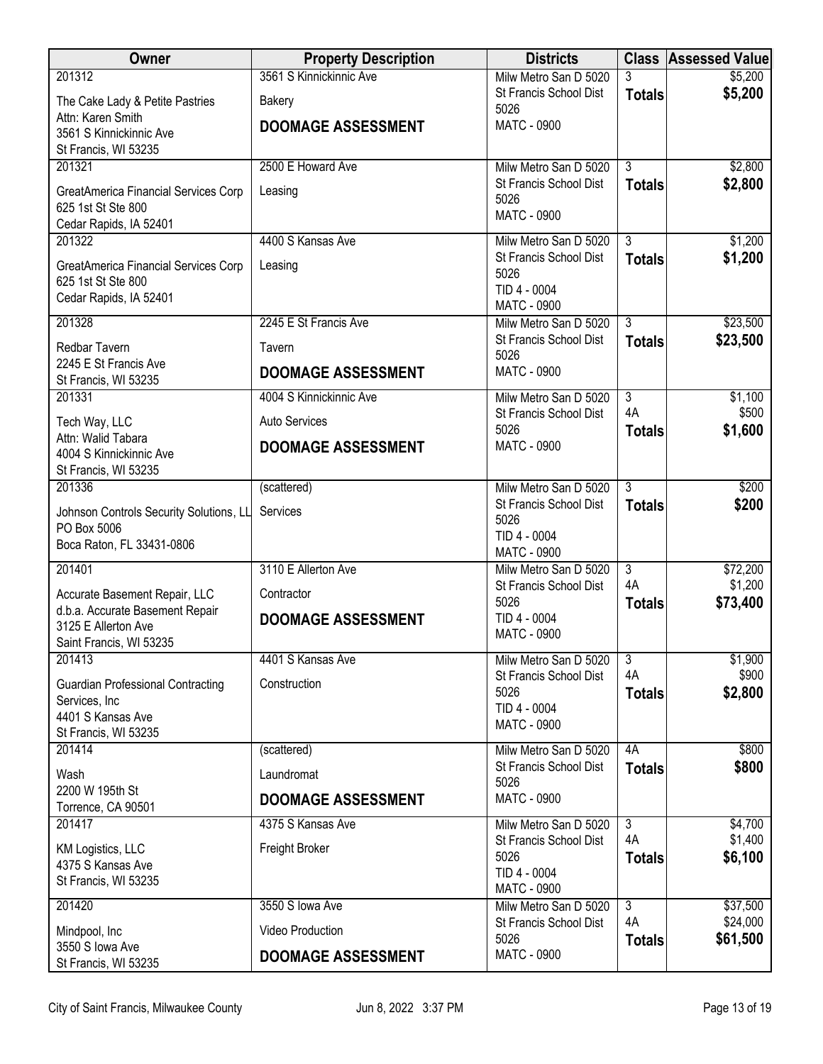| Owner | Property Description | Districts | Class | Assessed Value |
|---|---|---|---|---|
| 201312<br>The Cake Lady & Petite Pastries<br>Attn: Karen Smith<br>3561 S Kinnickinnic Ave<br>St Francis, WI 53235 | 3561 S Kinnickinnic Ave<br>Bakery<br>**DOOMAGE ASSESSMENT** | Milw Metro San D 5020<br>St Francis School Dist 5026<br>MATC - 0900 | 3<br>**Totals** | \$5,200<br>**\$5,200** |
| 201321<br>GreatAmerica Financial Services Corp<br>625 1st St Ste 800<br>Cedar Rapids, IA 52401 | 2500 E Howard Ave<br>Leasing | Milw Metro San D 5020<br>St Francis School Dist 5026<br>MATC - 0900 | 3<br>**Totals** | \$2,800<br>**\$2,800** |
| 201322<br>GreatAmerica Financial Services Corp<br>625 1st St Ste 800<br>Cedar Rapids, IA 52401 | 4400 S Kansas Ave<br>Leasing | Milw Metro San D 5020<br>St Francis School Dist 5026<br>TID 4 - 0004<br>MATC - 0900 | 3<br>**Totals** | \$1,200<br>**\$1,200** |
| 201328<br>Redbar Tavern<br>2245 E St Francis Ave<br>St Francis, WI 53235 | 2245 E St Francis Ave<br>Tavern<br>**DOOMAGE ASSESSMENT** | Milw Metro San D 5020<br>St Francis School Dist 5026<br>MATC - 0900 | 3<br>**Totals** | \$23,500<br>**\$23,500** |
| 201331<br>Tech Way, LLC<br>Attn: Walid Tabara<br>4004 S Kinnickinnic Ave<br>St Francis, WI 53235 | 4004 S Kinnickinnic Ave<br>Auto Services<br>**DOOMAGE ASSESSMENT** | Milw Metro San D 5020<br>St Francis School Dist 5026<br>MATC - 0900 | 3<br>4A<br>**Totals** | \$1,100<br>\$500<br>**\$1,600** |
| 201336<br>Johnson Controls Security Solutions, LL<br>PO Box 5006<br>Boca Raton, FL 33431-0806 | (scattered)<br>Services | Milw Metro San D 5020<br>St Francis School Dist 5026<br>TID 4 - 0004<br>MATC - 0900 | 3<br>**Totals** | \$200<br>**\$200** |
| 201401<br>Accurate Basement Repair, LLC<br>d.b.a. Accurate Basement Repair<br>3125 E Allerton Ave<br>Saint Francis, WI 53235 | 3110 E Allerton Ave<br>Contractor<br>**DOOMAGE ASSESSMENT** | Milw Metro San D 5020<br>St Francis School Dist 5026<br>TID 4 - 0004<br>MATC - 0900 | 3<br>4A<br>**Totals** | \$72,200<br>\$1,200<br>**\$73,400** |
| 201413<br>Guardian Professional Contracting Services, Inc<br>4401 S Kansas Ave<br>St Francis, WI 53235 | 4401 S Kansas Ave<br>Construction | Milw Metro San D 5020<br>St Francis School Dist 5026<br>TID 4 - 0004<br>MATC - 0900 | 3<br>4A<br>**Totals** | \$1,900<br>\$900<br>**\$2,800** |
| 201414<br>Wash<br>2200 W 195th St<br>Torrence, CA 90501 | (scattered)<br>Laundromat<br>**DOOMAGE ASSESSMENT** | Milw Metro San D 5020<br>St Francis School Dist 5026<br>MATC - 0900 | 4A<br>**Totals** | \$800<br>**\$800** |
| 201417<br>KM Logistics, LLC<br>4375 S Kansas Ave<br>St Francis, WI 53235 | 4375 S Kansas Ave<br>Freight Broker | Milw Metro San D 5020<br>St Francis School Dist 5026<br>TID 4 - 0004<br>MATC - 0900 | 3<br>4A<br>**Totals** | \$4,700<br>\$1,400<br>**\$6,100** |
| 201420<br>Mindpool, Inc<br>3550 S Iowa Ave<br>St Francis, WI 53235 | 3550 S Iowa Ave<br>Video Production<br>**DOOMAGE ASSESSMENT** | Milw Metro San D 5020<br>St Francis School Dist 5026<br>MATC - 0900 | 3<br>4A<br>**Totals** | \$37,500<br>\$24,000<br>**\$61,500** |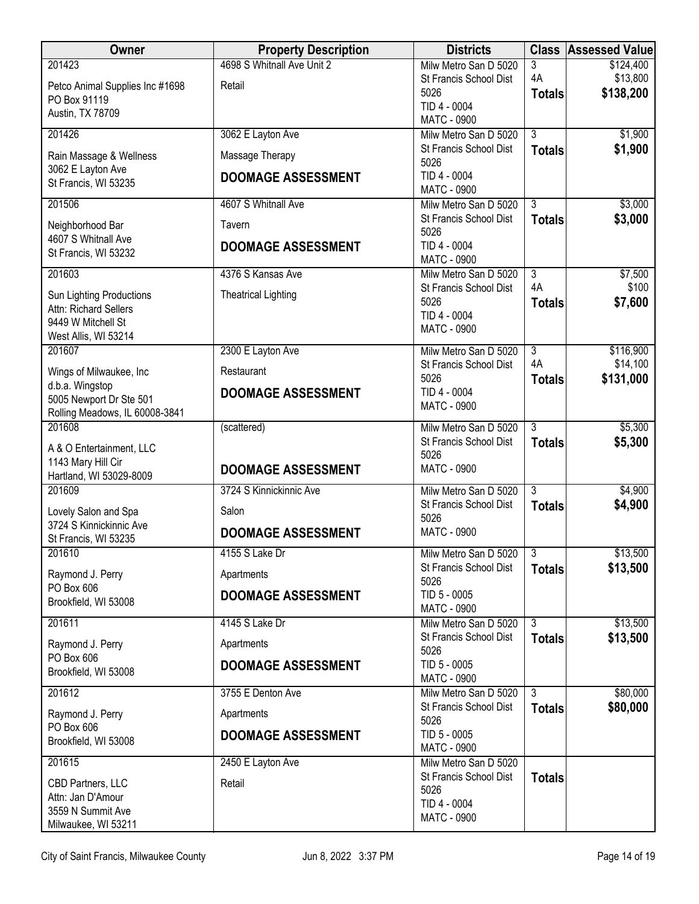| Owner | Property Description | Districts | Class | Assessed Value |
|---|---|---|---|---|
| 201423<br>Petco Animal Supplies Inc #1698<br>PO Box 91119<br>Austin, TX 78709 | 4698 S Whitnall Ave Unit 2<br>Retail | Milw Metro San D 5020<br>St Francis School Dist 5026<br>TID 4 - 0004<br>MATC - 0900 | 3<br>4A<br>**Totals** | $124,400<br>$13,800<br>**$138,200** |
| 201426<br>Rain Massage & Wellness<br>3062 E Layton Ave<br>St Francis, WI 53235 | 3062 E Layton Ave<br>Massage Therapy<br>**DOOMAGE ASSESSMENT** | Milw Metro San D 5020<br>St Francis School Dist 5026<br>TID 4 - 0004<br>MATC - 0900 | 3<br>**Totals** | $1,900<br>**$1,900** |
| 201506<br>Neighborhood Bar<br>4607 S Whitnall Ave<br>St Francis, WI 53232 | 4607 S Whitnall Ave<br>Tavern<br>**DOOMAGE ASSESSMENT** | Milw Metro San D 5020<br>St Francis School Dist 5026<br>TID 4 - 0004<br>MATC - 0900 | 3<br>**Totals** | $3,000<br>**$3,000** |
| 201603<br>Sun Lighting Productions<br>Attn: Richard Sellers<br>9449 W Mitchell St<br>West Allis, WI 53214 | 4376 S Kansas Ave<br>Theatrical Lighting | Milw Metro San D 5020<br>St Francis School Dist 5026<br>TID 4 - 0004<br>MATC - 0900 | 3<br>4A<br>**Totals** | $7,500<br>$100<br>**$7,600** |
| 201607<br>Wings of Milwaukee, Inc<br>d.b.a. Wingstop<br>5005 Newport Dr Ste 501<br>Rolling Meadows, IL 60008-3841 | 2300 E Layton Ave<br>Restaurant<br>**DOOMAGE ASSESSMENT** | Milw Metro San D 5020<br>St Francis School Dist 5026<br>TID 4 - 0004<br>MATC - 0900 | 3<br>4A<br>**Totals** | $116,900<br>$14,100<br>**$131,000** |
| 201608<br>A & O Entertainment, LLC<br>1143 Mary Hill Cir<br>Hartland, WI 53029-8009 | (scattered)<br>**DOOMAGE ASSESSMENT** | Milw Metro San D 5020<br>St Francis School Dist 5026<br>MATC - 0900 | 3<br>**Totals** | $5,300<br>**$5,300** |
| 201609<br>Lovely Salon and Spa<br>3724 S Kinnickinnic Ave<br>St Francis, WI 53235 | 3724 S Kinnickinnic Ave<br>Salon<br>**DOOMAGE ASSESSMENT** | Milw Metro San D 5020<br>St Francis School Dist 5026<br>MATC - 0900 | 3<br>**Totals** | $4,900<br>**$4,900** |
| 201610<br>Raymond J. Perry<br>PO Box 606<br>Brookfield, WI 53008 | 4155 S Lake Dr<br>Apartments<br>**DOOMAGE ASSESSMENT** | Milw Metro San D 5020<br>St Francis School Dist 5026<br>TID 5 - 0005<br>MATC - 0900 | 3<br>**Totals** | $13,500<br>**$13,500** |
| 201611<br>Raymond J. Perry<br>PO Box 606<br>Brookfield, WI 53008 | 4145 S Lake Dr<br>Apartments<br>**DOOMAGE ASSESSMENT** | Milw Metro San D 5020<br>St Francis School Dist 5026<br>TID 5 - 0005<br>MATC - 0900 | 3<br>**Totals** | $13,500<br>**$13,500** |
| 201612<br>Raymond J. Perry<br>PO Box 606<br>Brookfield, WI 53008 | 3755 E Denton Ave<br>Apartments<br>**DOOMAGE ASSESSMENT** | Milw Metro San D 5020<br>St Francis School Dist 5026<br>TID 5 - 0005<br>MATC - 0900 | 3<br>**Totals** | $80,000<br>**$80,000** |
| 201615<br>CBD Partners, LLC<br>Attn: Jan D'Amour<br>3559 N Summit Ave<br>Milwaukee, WI 53211 | 2450 E Layton Ave<br>Retail | Milw Metro San D 5020<br>St Francis School Dist 5026<br>TID 4 - 0004<br>MATC - 0900 | **Totals** | |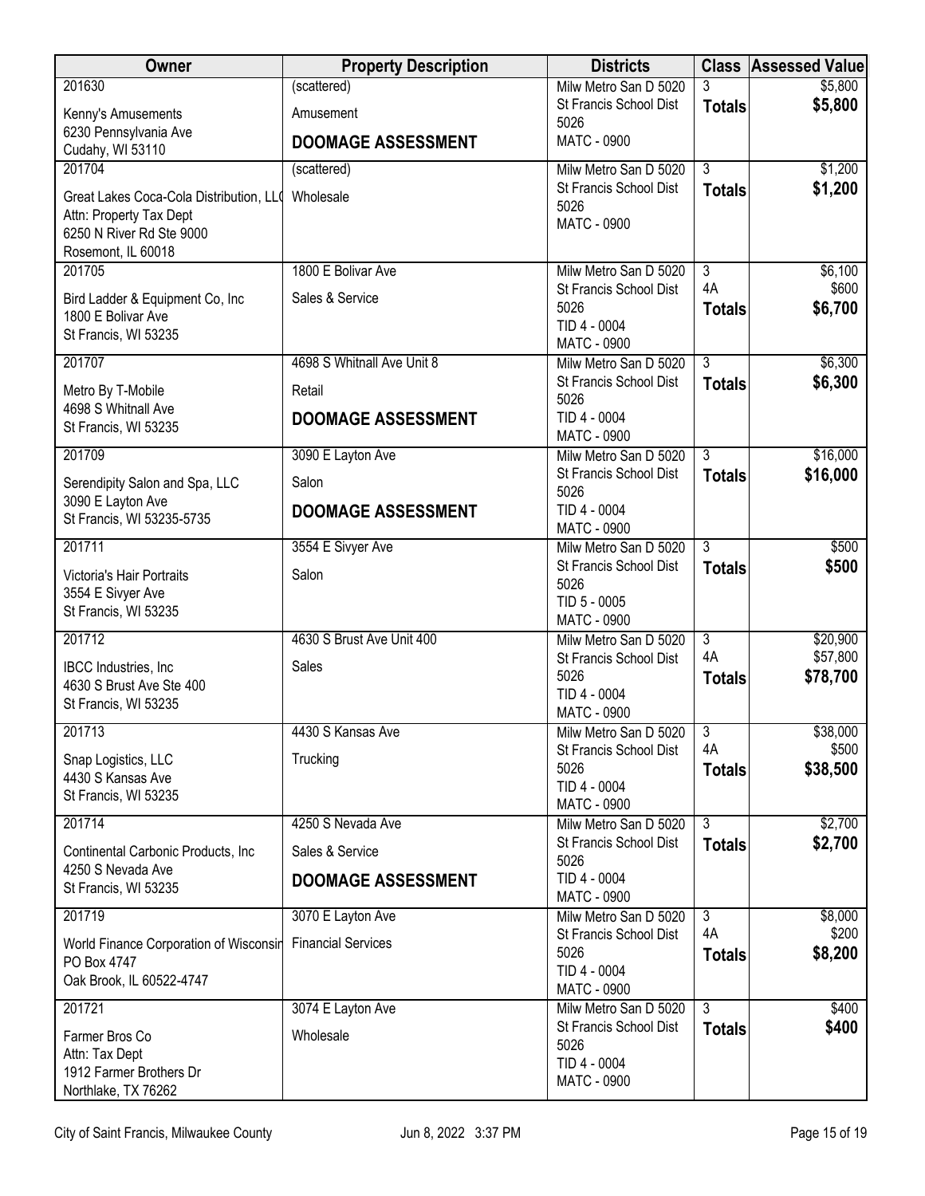| Owner | Property Description | Districts | Class | Assessed Value |
|---|---|---|---|---|
| 201630<br>Kenny's Amusements<br>6230 Pennsylvania Ave<br>Cudahy, WI 53110 | (scattered)<br>Amusement<br>**DOOMAGE ASSESSMENT** | Milw Metro San D 5020<br>St Francis School Dist 5026<br>MATC - 0900 | 3<br>**Totals** | $5,800<br>**$5,800** |
| 201704<br>Great Lakes Coca-Cola Distribution, LLC<br>Attn: Property Tax Dept<br>6250 N River Rd Ste 9000<br>Rosemont, IL 60018 | (scattered)<br>Wholesale | Milw Metro San D 5020<br>St Francis School Dist 5026<br>MATC - 0900 | 3<br>**Totals** | $1,200<br>**$1,200** |
| 201705<br>Bird Ladder & Equipment Co, Inc<br>1800 E Bolivar Ave<br>St Francis, WI 53235 | 1800 E Bolivar Ave<br>Sales & Service | Milw Metro San D 5020<br>St Francis School Dist 5026<br>TID 4 - 0004<br>MATC - 0900 | 3<br>4A<br>**Totals** | $6,100<br>$600<br>**$6,700** |
| 201707<br>Metro By T-Mobile<br>4698 S Whitnall Ave<br>St Francis, WI 53235 | 4698 S Whitnall Ave Unit 8<br>Retail<br>**DOOMAGE ASSESSMENT** | Milw Metro San D 5020<br>St Francis School Dist 5026<br>TID 4 - 0004<br>MATC - 0900 | 3<br>**Totals** | $6,300<br>**$6,300** |
| 201709<br>Serendipity Salon and Spa, LLC<br>3090 E Layton Ave<br>St Francis, WI 53235-5735 | 3090 E Layton Ave<br>Salon<br>**DOOMAGE ASSESSMENT** | Milw Metro San D 5020<br>St Francis School Dist 5026<br>TID 4 - 0004<br>MATC - 0900 | 3<br>**Totals** | $16,000<br>**$16,000** |
| 201711<br>Victoria's Hair Portraits<br>3554 E Sivyer Ave<br>St Francis, WI 53235 | 3554 E Sivyer Ave<br>Salon | Milw Metro San D 5020<br>St Francis School Dist 5026<br>TID 5 - 0005<br>MATC - 0900 | 3<br>**Totals** | $500<br>**$500** |
| 201712<br>IBCC Industries, Inc<br>4630 S Brust Ave Ste 400<br>St Francis, WI 53235 | 4630 S Brust Ave Unit 400<br>Sales | Milw Metro San D 5020<br>St Francis School Dist 5026<br>TID 4 - 0004<br>MATC - 0900 | 3<br>4A<br>**Totals** | $20,900<br>$57,800<br>**$78,700** |
| 201713<br>Snap Logistics, LLC<br>4430 S Kansas Ave<br>St Francis, WI 53235 | 4430 S Kansas Ave<br>Trucking | Milw Metro San D 5020<br>St Francis School Dist 5026<br>TID 4 - 0004<br>MATC - 0900 | 3<br>4A<br>**Totals** | $38,000<br>$500<br>**$38,500** |
| 201714<br>Continental Carbonic Products, Inc<br>4250 S Nevada Ave<br>St Francis, WI 53235 | 4250 S Nevada Ave<br>Sales & Service<br>**DOOMAGE ASSESSMENT** | Milw Metro San D 5020<br>St Francis School Dist 5026<br>TID 4 - 0004<br>MATC - 0900 | 3<br>**Totals** | $2,700<br>**$2,700** |
| 201719<br>World Finance Corporation of Wisconsin<br>PO Box 4747<br>Oak Brook, IL 60522-4747 | 3070 E Layton Ave<br>Financial Services | Milw Metro San D 5020<br>St Francis School Dist 5026<br>TID 4 - 0004<br>MATC - 0900 | 3<br>4A<br>**Totals** | $8,000<br>$200<br>**$8,200** |
| 201721<br>Farmer Bros Co<br>Attn: Tax Dept<br>1912 Farmer Brothers Dr<br>Northlake, TX 76262 | 3074 E Layton Ave<br>Wholesale | Milw Metro San D 5020<br>St Francis School Dist 5026<br>TID 4 - 0004<br>MATC - 0900 | 3<br>**Totals** | $400<br>**$400** |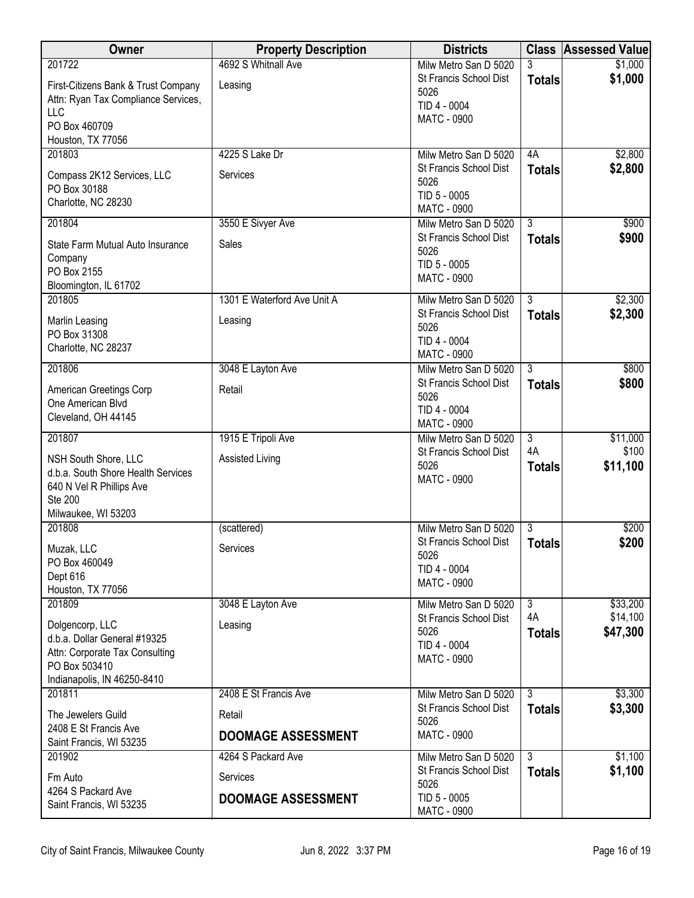| Owner | Property Description | Districts | Class | Assessed Value |
|---|---|---|---|---|
| 201722<br>First-Citizens Bank & Trust Company<br>Attn: Ryan Tax Compliance Services, LLC<br>PO Box 460709<br>Houston, TX 77056 | 4692 S Whitnall Ave<br>Leasing | Milw Metro San D 5020<br>St Francis School Dist 5026<br>TID 4 - 0004<br>MATC - 0900 | 3<br>**Totals** | $1,000<br>**$1,000** |
| 201803<br>Compass 2K12 Services, LLC<br>PO Box 30188<br>Charlotte, NC 28230 | 4225 S Lake Dr<br>Services | Milw Metro San D 5020<br>St Francis School Dist 5026<br>TID 5 - 0005<br>MATC - 0900 | 4A<br>**Totals** | $2,800<br>**$2,800** |
| 201804<br>State Farm Mutual Auto Insurance Company<br>PO Box 2155<br>Bloomington, IL 61702 | 3550 E Sivyer Ave<br>Sales | Milw Metro San D 5020<br>St Francis School Dist 5026<br>TID 5 - 0005<br>MATC - 0900 | 3<br>**Totals** | $900<br>**$900** |
| 201805<br>Marlin Leasing<br>PO Box 31308<br>Charlotte, NC 28237 | 1301 E Waterford Ave Unit A<br>Leasing | Milw Metro San D 5020<br>St Francis School Dist 5026<br>TID 4 - 0004<br>MATC - 0900 | 3<br>**Totals** | $2,300<br>**$2,300** |
| 201806<br>American Greetings Corp<br>One American Blvd<br>Cleveland, OH 44145 | 3048 E Layton Ave<br>Retail | Milw Metro San D 5020<br>St Francis School Dist 5026<br>TID 4 - 0004<br>MATC - 0900 | 3<br>**Totals** | $800<br>**$800** |
| 201807<br>NSH South Shore, LLC<br>d.b.a. South Shore Health Services<br>640 N Vel R Phillips Ave<br>Ste 200<br>Milwaukee, WI 53203 | 1915 E Tripoli Ave<br>Assisted Living | Milw Metro San D 5020<br>St Francis School Dist 5026<br>MATC - 0900 | 3<br>4A<br>**Totals** | $11,000<br>$100<br>**$11,100** |
| 201808<br>Muzak, LLC<br>PO Box 460049<br>Dept 616<br>Houston, TX 77056 | (scattered)<br>Services | Milw Metro San D 5020<br>St Francis School Dist 5026<br>TID 4 - 0004<br>MATC - 0900 | 3<br>**Totals** | $200<br>**$200** |
| 201809<br>Dolgencorp, LLC<br>d.b.a. Dollar General #19325<br>Attn: Corporate Tax Consulting<br>PO Box 503410<br>Indianapolis, IN 46250-8410 | 3048 E Layton Ave<br>Leasing | Milw Metro San D 5020<br>St Francis School Dist 5026<br>TID 4 - 0004<br>MATC - 0900 | 3<br>4A<br>**Totals** | $33,200<br>$14,100<br>**$47,300** |
| 201811<br>The Jewelers Guild<br>2408 E St Francis Ave<br>Saint Francis, WI 53235 | 2408 E St Francis Ave<br>Retail<br>**DOOMAGE ASSESSMENT** | Milw Metro San D 5020<br>St Francis School Dist 5026<br>MATC - 0900 | 3<br>**Totals** | $3,300<br>**$3,300** |
| 201902<br>Fm Auto<br>4264 S Packard Ave<br>Saint Francis, WI 53235 | 4264 S Packard Ave<br>Services<br>**DOOMAGE ASSESSMENT** | Milw Metro San D 5020<br>St Francis School Dist 5026<br>TID 5 - 0005<br>MATC - 0900 | 3<br>**Totals** | $1,100<br>**$1,100** |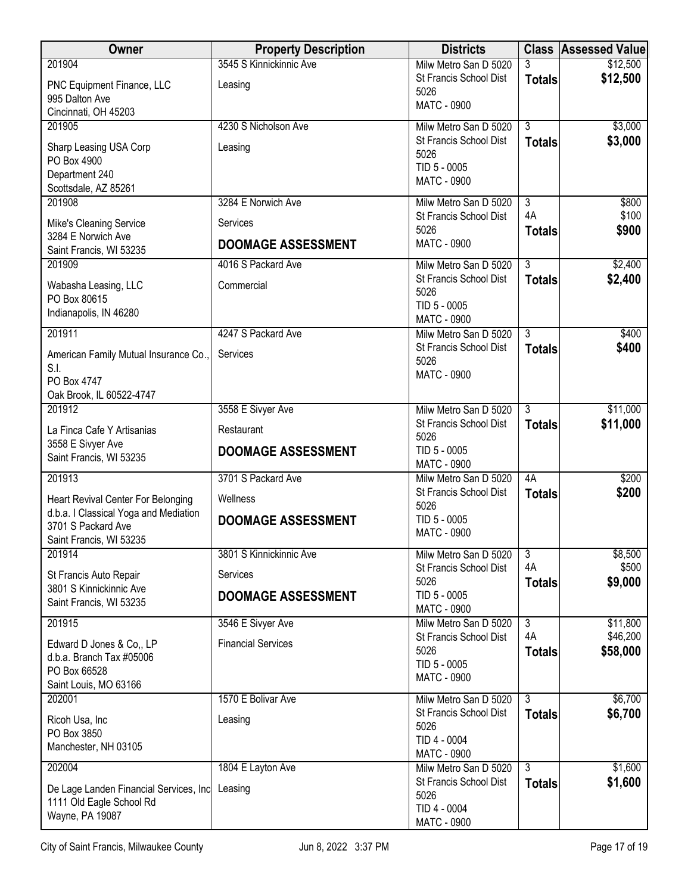| Owner | Property Description | Districts | Class | Assessed Value |
|---|---|---|---|---|
| 201904<br>PNC Equipment Finance, LLC<br>995 Dalton Ave<br>Cincinnati, OH 45203 | 3545 S Kinnickinnic Ave<br>Leasing | Milw Metro San D 5020<br>St Francis School Dist 5026<br>MATC - 0900 | 3<br>**Totals** | $12,500<br>**$12,500** |
| 201905<br>Sharp Leasing USA Corp<br>PO Box 4900<br>Department 240<br>Scottsdale, AZ 85261 | 4230 S Nicholson Ave<br>Leasing | Milw Metro San D 5020<br>St Francis School Dist 5026<br>TID 5 - 0005<br>MATC - 0900 | 3<br>**Totals** | $3,000<br>**$3,000** |
| 201908<br>Mike's Cleaning Service<br>3284 E Norwich Ave<br>Saint Francis, WI 53235 | 3284 E Norwich Ave<br>Services<br>**DOOMAGE ASSESSMENT** | Milw Metro San D 5020<br>St Francis School Dist 5026<br>MATC - 0900 | 3<br>4A<br>**Totals** | $800<br>$100<br>**$900** |
| 201909<br>Wabasha Leasing, LLC<br>PO Box 80615<br>Indianapolis, IN 46280 | 4016 S Packard Ave<br>Commercial | Milw Metro San D 5020<br>St Francis School Dist 5026<br>TID 5 - 0005<br>MATC - 0900 | 3<br>**Totals** | $2,400<br>**$2,400** |
| 201911<br>American Family Mutual Insurance Co., S.I.<br>PO Box 4747<br>Oak Brook, IL 60522-4747 | 4247 S Packard Ave<br>Services | Milw Metro San D 5020<br>St Francis School Dist 5026<br>MATC - 0900 | 3<br>**Totals** | $400<br>**$400** |
| 201912<br>La Finca Cafe Y Artisanias<br>3558 E Sivyer Ave<br>Saint Francis, WI 53235 | 3558 E Sivyer Ave<br>Restaurant<br>**DOOMAGE ASSESSMENT** | Milw Metro San D 5020<br>St Francis School Dist 5026<br>TID 5 - 0005<br>MATC - 0900 | 3<br>**Totals** | $11,000<br>**$11,000** |
| 201913<br>Heart Revival Center For Belonging<br>d.b.a. I Classical Yoga and Mediation<br>3701 S Packard Ave<br>Saint Francis, WI 53235 | 3701 S Packard Ave<br>Wellness<br>**DOOMAGE ASSESSMENT** | Milw Metro San D 5020<br>St Francis School Dist 5026<br>TID 5 - 0005<br>MATC - 0900 | 4A<br>**Totals** | $200<br>**$200** |
| 201914<br>St Francis Auto Repair<br>3801 S Kinnickinnic Ave<br>Saint Francis, WI 53235 | 3801 S Kinnickinnic Ave<br>Services<br>**DOOMAGE ASSESSMENT** | Milw Metro San D 5020<br>St Francis School Dist 5026<br>TID 5 - 0005<br>MATC - 0900 | 3<br>4A<br>**Totals** | $8,500<br>$500<br>**$9,000** |
| 201915<br>Edward D Jones & Co,, LP<br>d.b.a. Branch Tax #05006<br>PO Box 66528<br>Saint Louis, MO 63166 | 3546 E Sivyer Ave<br>Financial Services | Milw Metro San D 5020<br>St Francis School Dist 5026<br>TID 5 - 0005<br>MATC - 0900 | 3<br>4A<br>**Totals** | $11,800<br>$46,200<br>**$58,000** |
| 202001<br>Ricoh Usa, Inc<br>PO Box 3850<br>Manchester, NH 03105 | 1570 E Bolivar Ave<br>Leasing | Milw Metro San D 5020<br>St Francis School Dist 5026<br>TID 4 - 0004<br>MATC - 0900 | 3<br>**Totals** | $6,700<br>**$6,700** |
| 202004<br>De Lage Landen Financial Services, Inc<br>1111 Old Eagle School Rd<br>Wayne, PA 19087 | 1804 E Layton Ave<br>Leasing | Milw Metro San D 5020<br>St Francis School Dist 5026<br>TID 4 - 0004<br>MATC - 0900 | 3<br>**Totals** | $1,600<br>**$1,600** |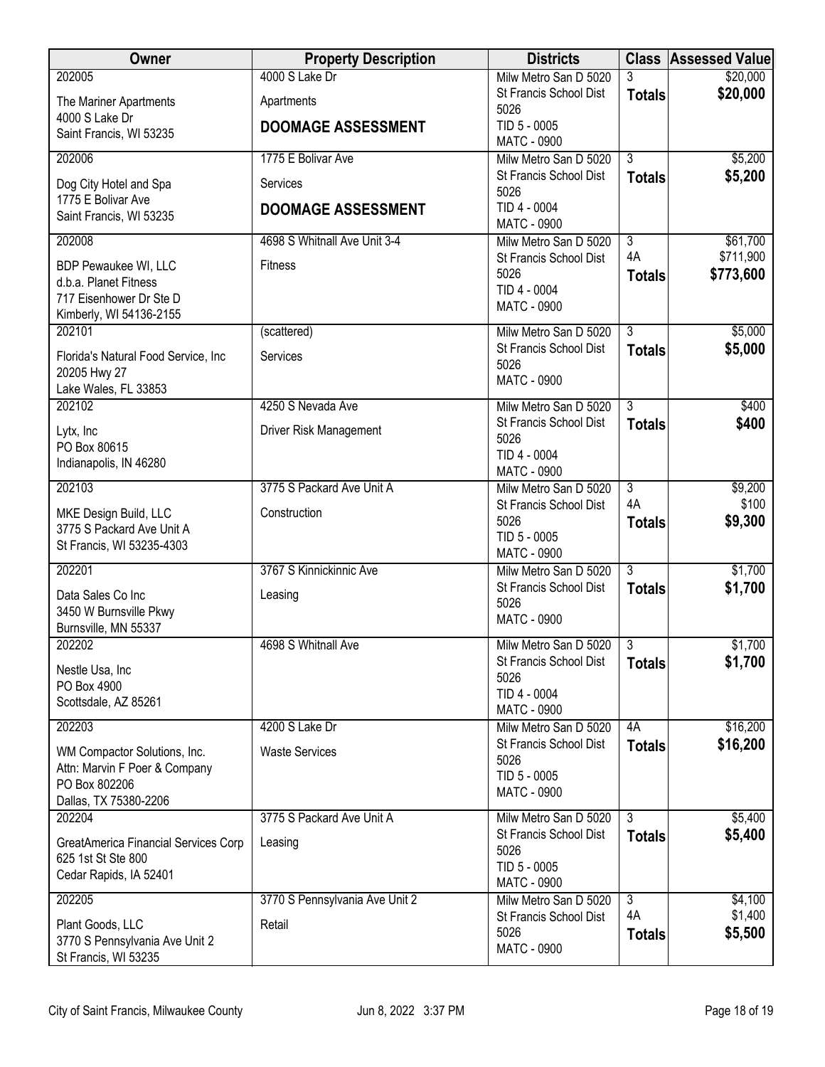| Owner | Property Description | Districts | Class | Assessed Value |
|---|---|---|---|---|
| 202005<br>The Mariner Apartments<br>4000 S Lake Dr<br>Saint Francis, WI 53235 | 4000 S Lake Dr<br>Apartments<br>**DOOMAGE ASSESSMENT** | Milw Metro San D 5020<br>St Francis School Dist 5026<br>TID 5 - 0005<br>MATC - 0900 | 3<br>**Totals** | \$20,000<br>**\$20,000** |
| 202006<br>Dog City Hotel and Spa<br>1775 E Bolivar Ave<br>Saint Francis, WI 53235 | 1775 E Bolivar Ave<br>Services<br>**DOOMAGE ASSESSMENT** | Milw Metro San D 5020<br>St Francis School Dist 5026<br>TID 4 - 0004<br>MATC - 0900 | 3<br>**Totals** | \$5,200<br>**\$5,200** |
| 202008<br>BDP Pewaukee WI, LLC<br>d.b.a. Planet Fitness<br>717 Eisenhower Dr Ste D<br>Kimberly, WI 54136-2155 | 4698 S Whitnall Ave Unit 3-4<br>Fitness | Milw Metro San D 5020<br>St Francis School Dist 5026<br>TID 4 - 0004<br>MATC - 0900 | 3<br>4A<br>**Totals** | \$61,700<br>\$711,900<br>**\$773,600** |
| 202101<br>Florida's Natural Food Service, Inc<br>20205 Hwy 27<br>Lake Wales, FL 33853 | (scattered)<br>Services | Milw Metro San D 5020<br>St Francis School Dist 5026<br>MATC - 0900 | 3<br>**Totals** | \$5,000<br>**\$5,000** |
| 202102<br>Lytx, Inc<br>PO Box 80615<br>Indianapolis, IN 46280 | 4250 S Nevada Ave<br>Driver Risk Management | Milw Metro San D 5020<br>St Francis School Dist 5026<br>TID 4 - 0004<br>MATC - 0900 | 3<br>**Totals** | \$400<br>**\$400** |
| 202103<br>MKE Design Build, LLC<br>3775 S Packard Ave Unit A<br>St Francis, WI 53235-4303 | 3775 S Packard Ave Unit A<br>Construction | Milw Metro San D 5020<br>St Francis School Dist 5026<br>TID 5 - 0005<br>MATC - 0900 | 3<br>4A<br>**Totals** | \$9,200<br>\$100<br>**\$9,300** |
| 202201<br>Data Sales Co Inc<br>3450 W Burnsville Pkwy<br>Burnsville, MN 55337 | 3767 S Kinnickinnic Ave<br>Leasing | Milw Metro San D 5020<br>St Francis School Dist 5026<br>MATC - 0900 | 3<br>**Totals** | \$1,700<br>**\$1,700** |
| 202202<br>Nestle Usa, Inc<br>PO Box 4900<br>Scottsdale, AZ 85261 | 4698 S Whitnall Ave | Milw Metro San D 5020<br>St Francis School Dist 5026<br>TID 4 - 0004<br>MATC - 0900 | 3<br>**Totals** | \$1,700<br>**\$1,700** |
| 202203<br>WM Compactor Solutions, Inc.<br>Attn: Marvin F Poer & Company<br>PO Box 802206<br>Dallas, TX 75380-2206 | 4200 S Lake Dr<br>Waste Services | Milw Metro San D 5020<br>St Francis School Dist 5026<br>TID 5 - 0005<br>MATC - 0900 | 4A<br>**Totals** | \$16,200<br>**\$16,200** |
| 202204<br>GreatAmerica Financial Services Corp<br>625 1st St Ste 800<br>Cedar Rapids, IA 52401 | 3775 S Packard Ave Unit A<br>Leasing | Milw Metro San D 5020<br>St Francis School Dist 5026<br>TID 5 - 0005<br>MATC - 0900 | 3<br>**Totals** | \$5,400<br>**\$5,400** |
| 202205<br>Plant Goods, LLC<br>3770 S Pennsylvania Ave Unit 2<br>St Francis, WI 53235 | 3770 S Pennsylvania Ave Unit 2<br>Retail | Milw Metro San D 5020<br>St Francis School Dist 5026<br>MATC - 0900 | 3<br>4A<br>**Totals** | \$4,100<br>\$1,400<br>**\$5,500** |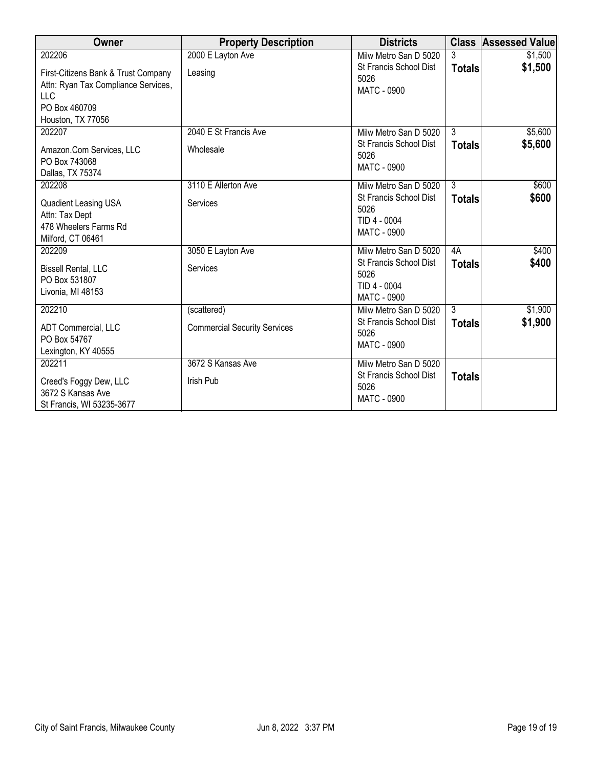| Owner | Property Description | Districts | Class | Assessed Value |
|---|---|---|---|---|
| 202206<br>First-Citizens Bank & Trust Company<br>Attn: Ryan Tax Compliance Services, LLC<br>PO Box 460709<br>Houston, TX 77056 | 2000 E Layton Ave<br>Leasing | Milw Metro San D 5020<br>St Francis School Dist 5026<br>MATC - 0900 | 3<br>**Totals** | $1,500<br>**$1,500** |
| 202207<br>Amazon.Com Services, LLC<br>PO Box 743068<br>Dallas, TX 75374 | 2040 E St Francis Ave<br>Wholesale | Milw Metro San D 5020<br>St Francis School Dist 5026<br>MATC - 0900 | 3<br>**Totals** | $5,600<br>**$5,600** |
| 202208<br>Quadient Leasing USA<br>Attn: Tax Dept<br>478 Wheelers Farms Rd<br>Milford, CT 06461 | 3110 E Allerton Ave<br>Services | Milw Metro San D 5020<br>St Francis School Dist 5026<br>TID 4 - 0004<br>MATC - 0900 | 3<br>**Totals** | $600<br>**$600** |
| 202209<br>Bissell Rental, LLC<br>PO Box 531807<br>Livonia, MI 48153 | 3050 E Layton Ave<br>Services | Milw Metro San D 5020<br>St Francis School Dist 5026<br>TID 4 - 0004<br>MATC - 0900 | 4A<br>**Totals** | $400<br>**$400** |
| 202210<br>ADT Commercial, LLC<br>PO Box 54767<br>Lexington, KY 40555 | (scattered)<br>Commercial Security Services | Milw Metro San D 5020<br>St Francis School Dist 5026<br>MATC - 0900 | 3<br>**Totals** | $1,900<br>**$1,900** |
| 202211<br>Creed's Foggy Dew, LLC<br>3672 S Kansas Ave<br>St Francis, WI 53235-3677 | 3672 S Kansas Ave<br>Irish Pub | Milw Metro San D 5020<br>St Francis School Dist 5026<br>MATC - 0900 | **Totals** | |

City of Saint Francis, Milwaukee County

Jun 8, 2022 3:37 PM